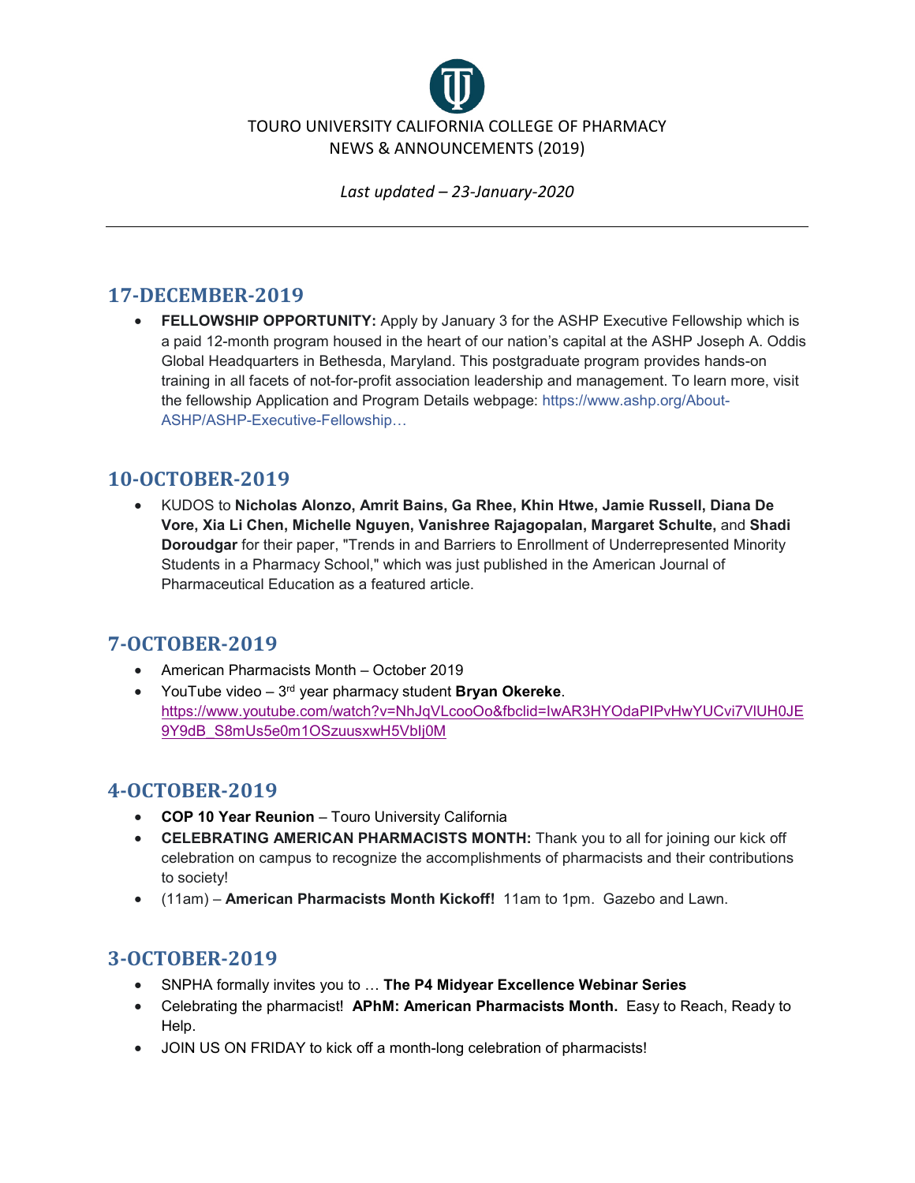TOURO UNIVERSITY CALIFORNIA COLLEGE OF PHARMACY
NEWS & ANNOUNCEMENTS (2019)

*Last updated – 23-January-2020*

---

## 17-DECEMBER-2019

- **FELLOWSHIP OPPORTUNITY:** Apply by January 3 for the ASHP Executive Fellowship which is a paid 12-month program housed in the heart of our nation's capital at the ASHP Joseph A. Oddis Global Headquarters in Bethesda, Maryland. This postgraduate program provides hands-on training in all facets of not-for-profit association leadership and management. To learn more, visit the fellowship Application and Program Details webpage: https://www.ashp.org/About-ASHP/ASHP-Executive-Fellowship…

## 10-OCTOBER-2019

- KUDOS to **Nicholas Alonzo, Amrit Bains, Ga Rhee, Khin Htwe, Jamie Russell, Diana De Vore, Xia Li Chen, Michelle Nguyen, Vanishree Rajagopalan, Margaret Schulte,** and **Shadi Doroudgar** for their paper, "Trends in and Barriers to Enrollment of Underrepresented Minority Students in a Pharmacy School," which was just published in the American Journal of Pharmaceutical Education as a featured article.

## 7-OCTOBER-2019

- American Pharmacists Month – October 2019
- YouTube video – 3rd year pharmacy student **Bryan Okereke**. https://www.youtube.com/watch?v=NhJqVLcooOo&fbclid=IwAR3HYOdaPIPvHwYUCvi7VlUH0JE9Y9dB_S8mUs5e0m1OSzuusxwH5VbIj0M

## 4-OCTOBER-2019

- **COP 10 Year Reunion** – Touro University California
- **CELEBRATING AMERICAN PHARMACISTS MONTH:** Thank you to all for joining our kick off celebration on campus to recognize the accomplishments of pharmacists and their contributions to society!
- (11am) – **American Pharmacists Month Kickoff!** 11am to 1pm. Gazebo and Lawn.

## 3-OCTOBER-2019

- SNPHA formally invites you to … **The P4 Midyear Excellence Webinar Series**
- Celebrating the pharmacist! **APhM: American Pharmacists Month.** Easy to Reach, Ready to Help.
- JOIN US ON FRIDAY to kick off a month-long celebration of pharmacists!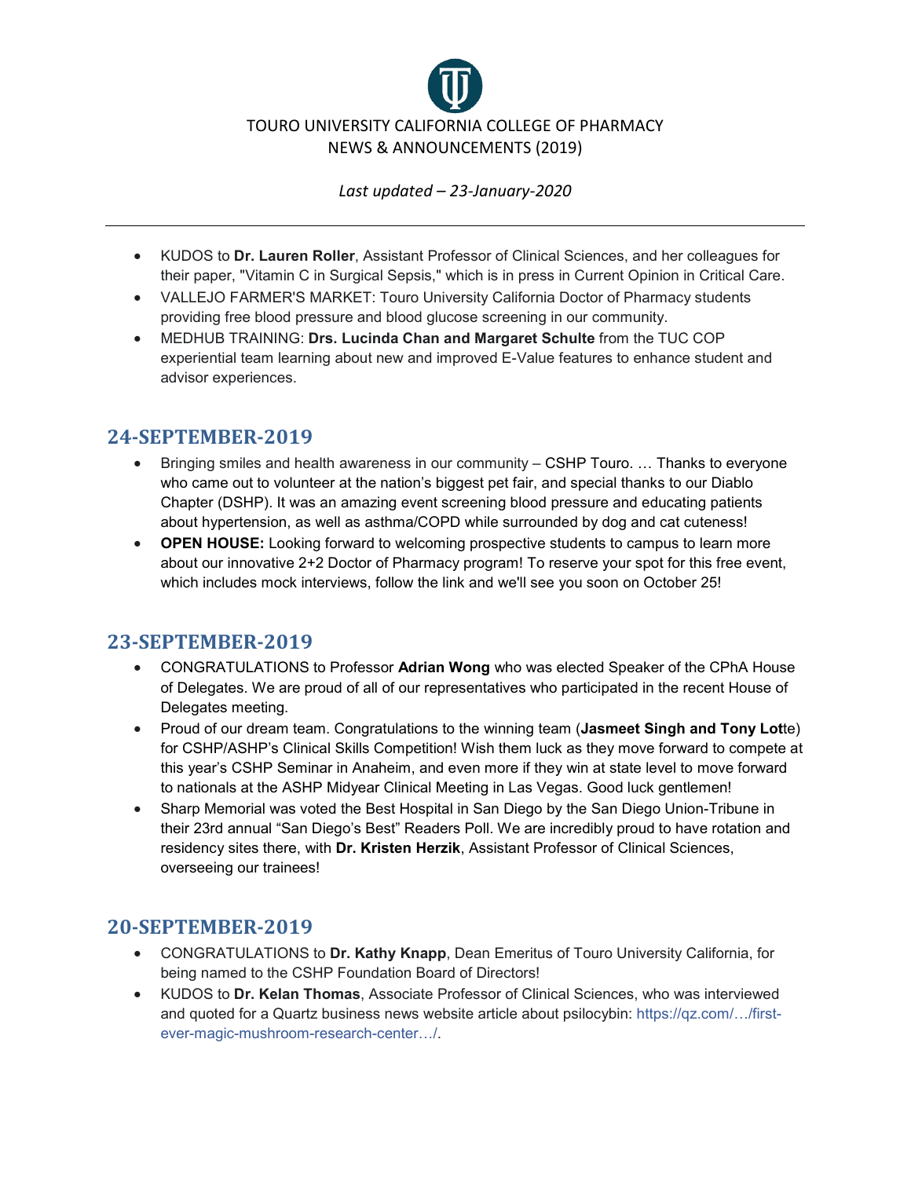TOURO UNIVERSITY CALIFORNIA COLLEGE OF PHARMACY
NEWS & ANNOUNCEMENTS (2019)

*Last updated – 23-January-2020*

---

- KUDOS to **Dr. Lauren Roller**, Assistant Professor of Clinical Sciences, and her colleagues for their paper, "Vitamin C in Surgical Sepsis," which is in press in Current Opinion in Critical Care.
- VALLEJO FARMER'S MARKET: Touro University California Doctor of Pharmacy students providing free blood pressure and blood glucose screening in our community.
- MEDHUB TRAINING: **Drs. Lucinda Chan and Margaret Schulte** from the TUC COP experiential team learning about new and improved E-Value features to enhance student and advisor experiences.

## 24-SEPTEMBER-2019

- Bringing smiles and health awareness in our community – CSHP Touro. … Thanks to everyone who came out to volunteer at the nation's biggest pet fair, and special thanks to our Diablo Chapter (DSHP). It was an amazing event screening blood pressure and educating patients about hypertension, as well as asthma/COPD while surrounded by dog and cat cuteness!
- **OPEN HOUSE:** Looking forward to welcoming prospective students to campus to learn more about our innovative 2+2 Doctor of Pharmacy program! To reserve your spot for this free event, which includes mock interviews, follow the link and we'll see you soon on October 25!

## 23-SEPTEMBER-2019

- CONGRATULATIONS to Professor **Adrian Wong** who was elected Speaker of the CPhA House of Delegates. We are proud of all of our representatives who participated in the recent House of Delegates meeting.
- Proud of our dream team. Congratulations to the winning team (**Jasmeet Singh and Tony Lot**te) for CSHP/ASHP's Clinical Skills Competition! Wish them luck as they move forward to compete at this year's CSHP Seminar in Anaheim, and even more if they win at state level to move forward to nationals at the ASHP Midyear Clinical Meeting in Las Vegas. Good luck gentlemen!
- Sharp Memorial was voted the Best Hospital in San Diego by the San Diego Union-Tribune in their 23rd annual "San Diego's Best" Readers Poll. We are incredibly proud to have rotation and residency sites there, with **Dr. Kristen Herzik**, Assistant Professor of Clinical Sciences, overseeing our trainees!

## 20-SEPTEMBER-2019

- CONGRATULATIONS to **Dr. Kathy Knapp**, Dean Emeritus of Touro University California, for being named to the CSHP Foundation Board of Directors!
- KUDOS to **Dr. Kelan Thomas**, Associate Professor of Clinical Sciences, who was interviewed and quoted for a Quartz business news website article about psilocybin: https://qz.com/…/first-ever-magic-mushroom-research-center…/.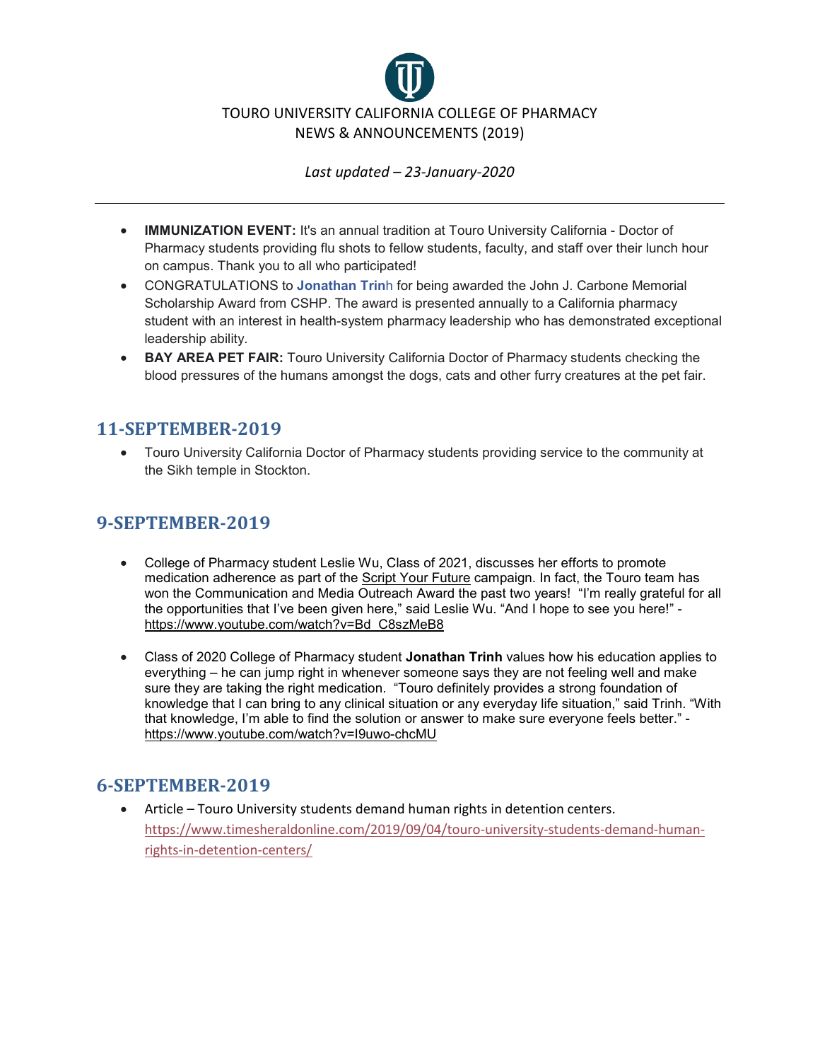TOURO UNIVERSITY CALIFORNIA COLLEGE OF PHARMACY
NEWS & ANNOUNCEMENTS (2019)

*Last updated – 23-January-2020*

---

- **IMMUNIZATION EVENT:** It's an annual tradition at Touro University California - Doctor of Pharmacy students providing flu shots to fellow students, faculty, and staff over their lunch hour on campus. Thank you to all who participated!
- CONGRATULATIONS to **Jonathan Trinh** for being awarded the John J. Carbone Memorial Scholarship Award from CSHP. The award is presented annually to a California pharmacy student with an interest in health-system pharmacy leadership who has demonstrated exceptional leadership ability.
- **BAY AREA PET FAIR:** Touro University California Doctor of Pharmacy students checking the blood pressures of the humans amongst the dogs, cats and other furry creatures at the pet fair.

## 11-SEPTEMBER-2019

- Touro University California Doctor of Pharmacy students providing service to the community at the Sikh temple in Stockton.

## 9-SEPTEMBER-2019

- College of Pharmacy student Leslie Wu, Class of 2021, discusses her efforts to promote medication adherence as part of the Script Your Future campaign. In fact, the Touro team has won the Communication and Media Outreach Award the past two years! "I'm really grateful for all the opportunities that I've been given here," said Leslie Wu. "And I hope to see you here!" - https://www.youtube.com/watch?v=Bd_C8szMeB8

- Class of 2020 College of Pharmacy student **Jonathan Trinh** values how his education applies to everything – he can jump right in whenever someone says they are not feeling well and make sure they are taking the right medication. "Touro definitely provides a strong foundation of knowledge that I can bring to any clinical situation or any everyday life situation," said Trinh. "With that knowledge, I'm able to find the solution or answer to make sure everyone feels better." - https://www.youtube.com/watch?v=I9uwo-chcMU

## 6-SEPTEMBER-2019

- Article – Touro University students demand human rights in detention centers. https://www.timesheraldonline.com/2019/09/04/touro-university-students-demand-human-rights-in-detention-centers/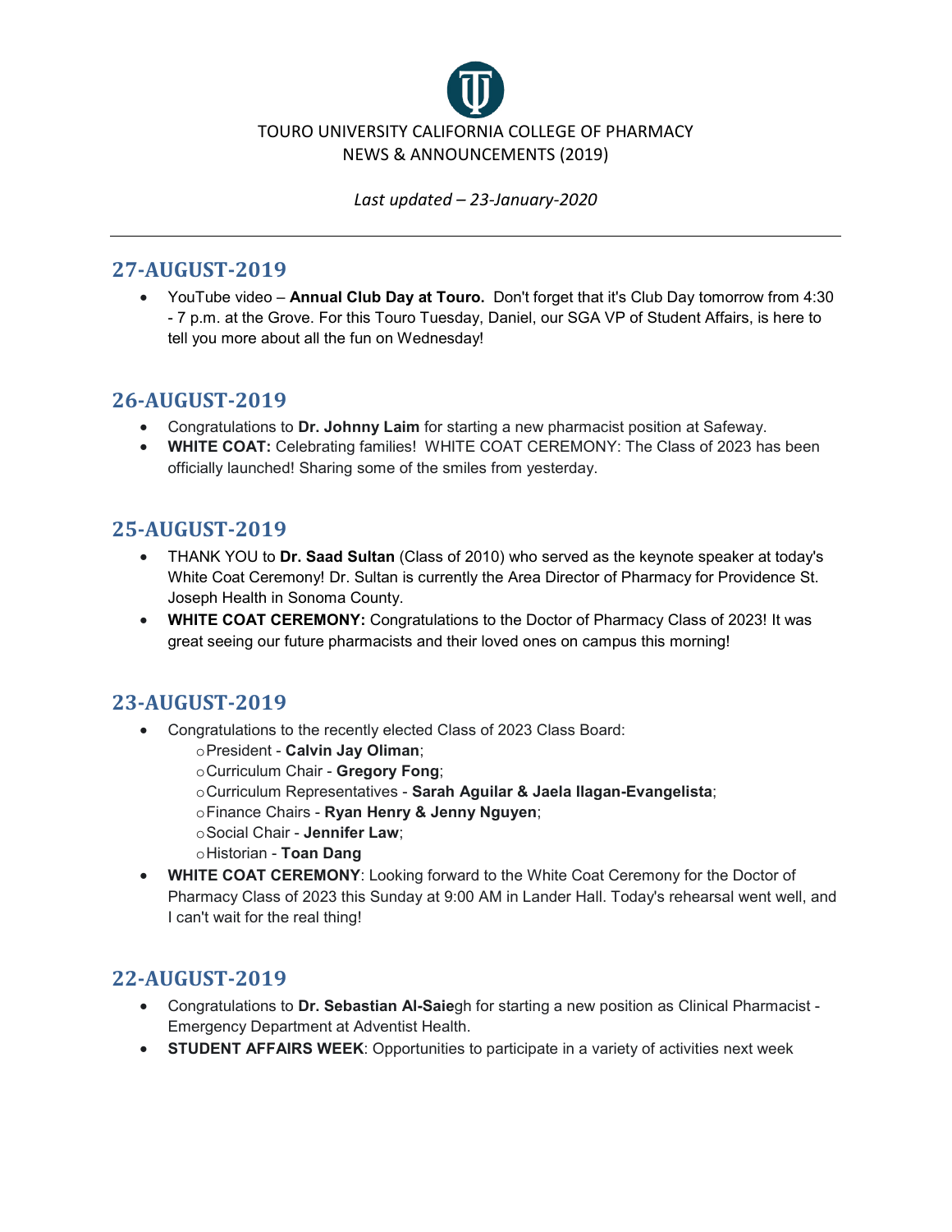TOURO UNIVERSITY CALIFORNIA COLLEGE OF PHARMACY
NEWS & ANNOUNCEMENTS (2019)

*Last updated – 23-January-2020*

---

## 27-AUGUST-2019

- YouTube video – **Annual Club Day at Touro.** Don't forget that it's Club Day tomorrow from 4:30 - 7 p.m. at the Grove. For this Touro Tuesday, Daniel, our SGA VP of Student Affairs, is here to tell you more about all the fun on Wednesday!

## 26-AUGUST-2019

- Congratulations to **Dr. Johnny Laim** for starting a new pharmacist position at Safeway.
- **WHITE COAT:** Celebrating families! WHITE COAT CEREMONY: The Class of 2023 has been officially launched! Sharing some of the smiles from yesterday.

## 25-AUGUST-2019

- THANK YOU to **Dr. Saad Sultan** (Class of 2010) who served as the keynote speaker at today's White Coat Ceremony! Dr. Sultan is currently the Area Director of Pharmacy for Providence St. Joseph Health in Sonoma County.
- **WHITE COAT CEREMONY:** Congratulations to the Doctor of Pharmacy Class of 2023! It was great seeing our future pharmacists and their loved ones on campus this morning!

## 23-AUGUST-2019

- Congratulations to the recently elected Class of 2023 Class Board:
  - President - **Calvin Jay Oliman**;
  - Curriculum Chair - **Gregory Fong**;
  - Curriculum Representatives - **Sarah Aguilar & Jaela Ilagan-Evangelista**;
  - Finance Chairs - **Ryan Henry & Jenny Nguyen**;
  - Social Chair - **Jennifer Law**;
  - Historian - **Toan Dang**
- **WHITE COAT CEREMONY**: Looking forward to the White Coat Ceremony for the Doctor of Pharmacy Class of 2023 this Sunday at 9:00 AM in Lander Hall. Today's rehearsal went well, and I can't wait for the real thing!

## 22-AUGUST-2019

- Congratulations to **Dr. Sebastian Al-Saie**gh for starting a new position as Clinical Pharmacist - Emergency Department at Adventist Health.
- **STUDENT AFFAIRS WEEK**: Opportunities to participate in a variety of activities next week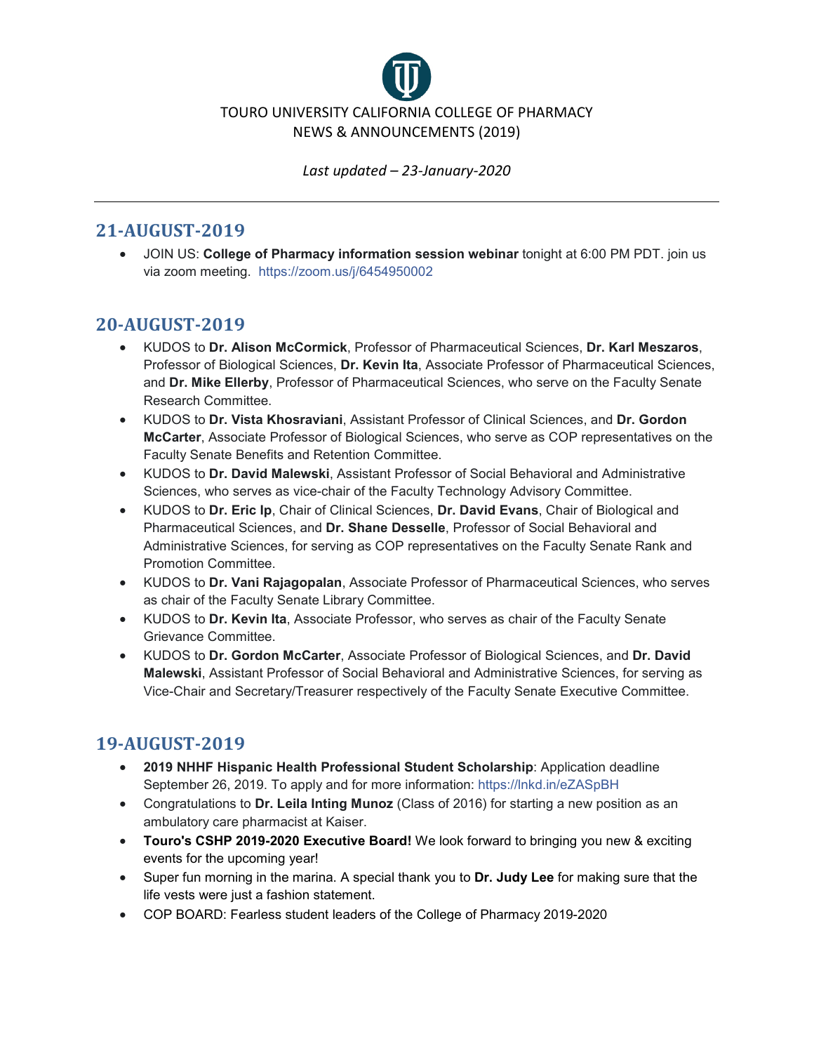TOURO UNIVERSITY CALIFORNIA COLLEGE OF PHARMACY
NEWS & ANNOUNCEMENTS (2019)

*Last updated – 23-January-2020*

---

## 21-AUGUST-2019

- JOIN US: **College of Pharmacy information session webinar** tonight at 6:00 PM PDT. join us via zoom meeting. https://zoom.us/j/6454950002

## 20-AUGUST-2019

- KUDOS to **Dr. Alison McCormick**, Professor of Pharmaceutical Sciences, **Dr. Karl Meszaros**, Professor of Biological Sciences, **Dr. Kevin Ita**, Associate Professor of Pharmaceutical Sciences, and **Dr. Mike Ellerby**, Professor of Pharmaceutical Sciences, who serve on the Faculty Senate Research Committee.
- KUDOS to **Dr. Vista Khosraviani**, Assistant Professor of Clinical Sciences, and **Dr. Gordon McCarter**, Associate Professor of Biological Sciences, who serve as COP representatives on the Faculty Senate Benefits and Retention Committee.
- KUDOS to **Dr. David Malewski**, Assistant Professor of Social Behavioral and Administrative Sciences, who serves as vice-chair of the Faculty Technology Advisory Committee.
- KUDOS to **Dr. Eric Ip**, Chair of Clinical Sciences, **Dr. David Evans**, Chair of Biological and Pharmaceutical Sciences, and **Dr. Shane Desselle**, Professor of Social Behavioral and Administrative Sciences, for serving as COP representatives on the Faculty Senate Rank and Promotion Committee.
- KUDOS to **Dr. Vani Rajagopalan**, Associate Professor of Pharmaceutical Sciences, who serves as chair of the Faculty Senate Library Committee.
- KUDOS to **Dr. Kevin Ita**, Associate Professor, who serves as chair of the Faculty Senate Grievance Committee.
- KUDOS to **Dr. Gordon McCarter**, Associate Professor of Biological Sciences, and **Dr. David Malewski**, Assistant Professor of Social Behavioral and Administrative Sciences, for serving as Vice-Chair and Secretary/Treasurer respectively of the Faculty Senate Executive Committee.

## 19-AUGUST-2019

- **2019 NHHF Hispanic Health Professional Student Scholarship**: Application deadline September 26, 2019. To apply and for more information: https://lnkd.in/eZASpBH
- Congratulations to **Dr. Leila Inting Munoz** (Class of 2016) for starting a new position as an ambulatory care pharmacist at Kaiser.
- **Touro's CSHP 2019-2020 Executive Board!** We look forward to bringing you new & exciting events for the upcoming year!
- Super fun morning in the marina. A special thank you to **Dr. Judy Lee** for making sure that the life vests were just a fashion statement.
- COP BOARD: Fearless student leaders of the College of Pharmacy 2019-2020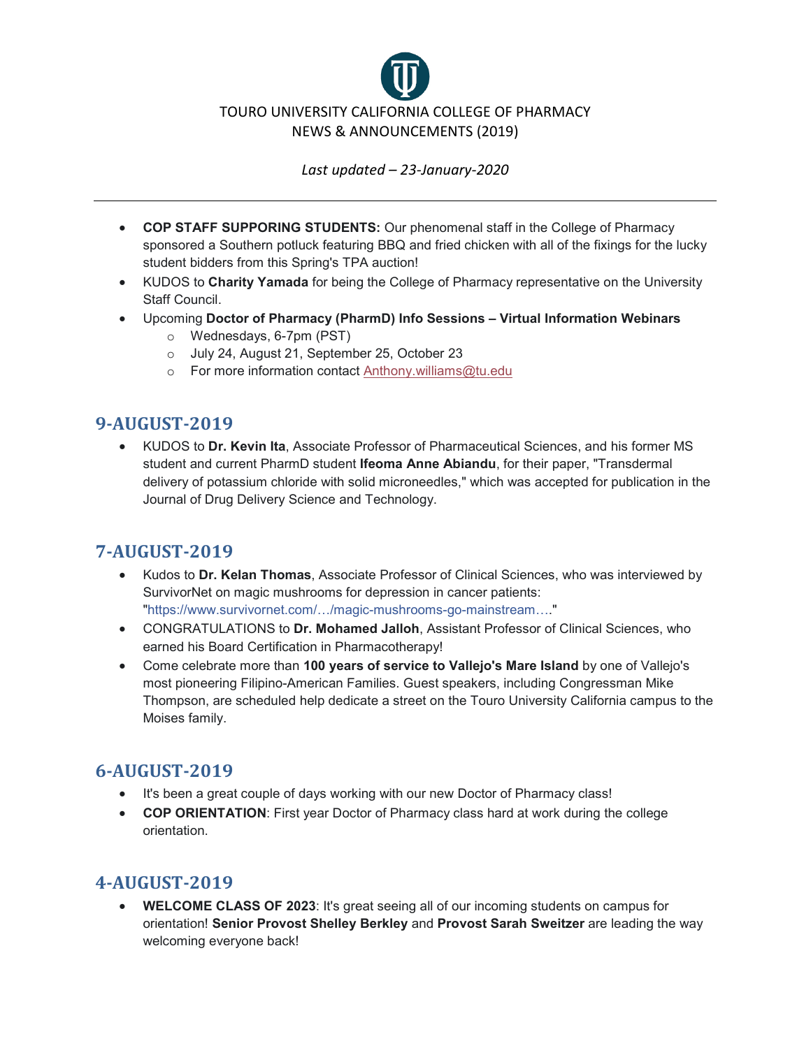TOURO UNIVERSITY CALIFORNIA COLLEGE OF PHARMACY
NEWS & ANNOUNCEMENTS (2019)

*Last updated – 23-January-2020*

---

- **COP STAFF SUPPORING STUDENTS:** Our phenomenal staff in the College of Pharmacy sponsored a Southern potluck featuring BBQ and fried chicken with all of the fixings for the lucky student bidders from this Spring's TPA auction!
- KUDOS to **Charity Yamada** for being the College of Pharmacy representative on the University Staff Council.
- Upcoming **Doctor of Pharmacy (PharmD) Info Sessions – Virtual Information Webinars**
  - Wednesdays, 6-7pm (PST)
  - July 24, August 21, September 25, October 23
  - For more information contact Anthony.williams@tu.edu

## 9-AUGUST-2019

- KUDOS to **Dr. Kevin Ita**, Associate Professor of Pharmaceutical Sciences, and his former MS student and current PharmD student **Ifeoma Anne Abiandu**, for their paper, "Transdermal delivery of potassium chloride with solid microneedles," which was accepted for publication in the Journal of Drug Delivery Science and Technology.

## 7-AUGUST-2019

- Kudos to **Dr. Kelan Thomas**, Associate Professor of Clinical Sciences, who was interviewed by SurvivorNet on magic mushrooms for depression in cancer patients: "https://www.survivornet.com/…/magic-mushrooms-go-mainstream…."
- CONGRATULATIONS to **Dr. Mohamed Jalloh**, Assistant Professor of Clinical Sciences, who earned his Board Certification in Pharmacotherapy!
- Come celebrate more than **100 years of service to Vallejo's Mare Island** by one of Vallejo's most pioneering Filipino-American Families. Guest speakers, including Congressman Mike Thompson, are scheduled help dedicate a street on the Touro University California campus to the Moises family.

## 6-AUGUST-2019

- It's been a great couple of days working with our new Doctor of Pharmacy class!
- **COP ORIENTATION**: First year Doctor of Pharmacy class hard at work during the college orientation.

## 4-AUGUST-2019

- **WELCOME CLASS OF 2023**: It's great seeing all of our incoming students on campus for orientation! **Senior Provost Shelley Berkley** and **Provost Sarah Sweitzer** are leading the way welcoming everyone back!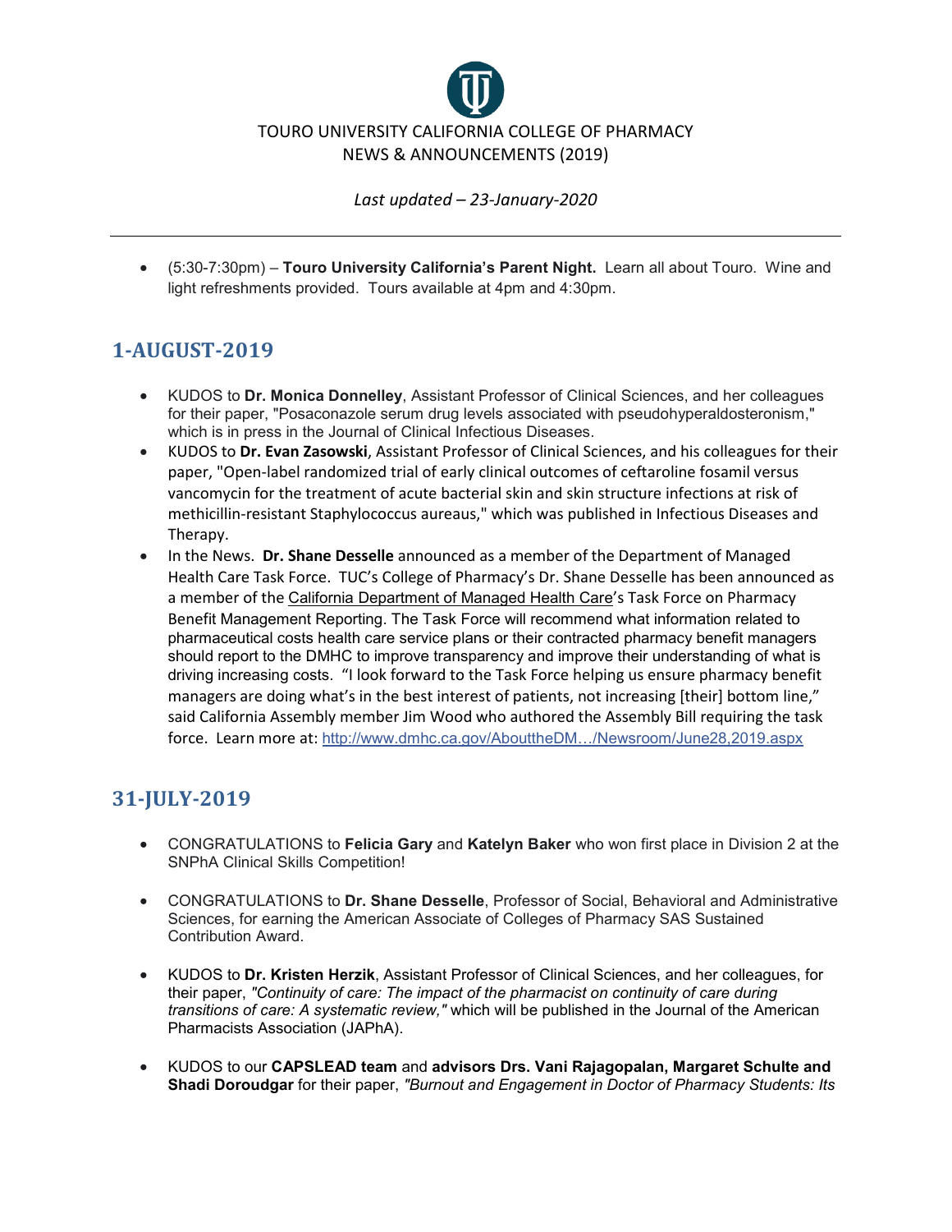- (5:30-7:30pm) – **Touro University California's Parent Night.** Learn all about Touro. Wine and light refreshments provided. Tours available at 4pm and 4:30pm.

## 1-AUGUST-2019

- KUDOS to **Dr. Monica Donnelley**, Assistant Professor of Clinical Sciences, and her colleagues for their paper, "Posaconazole serum drug levels associated with pseudohyperaldosteronism," which is in press in the Journal of Clinical Infectious Diseases.
- KUDOS to **Dr. Evan Zasowski**, Assistant Professor of Clinical Sciences, and his colleagues for their paper, "Open-label randomized trial of early clinical outcomes of ceftaroline fosamil versus vancomycin for the treatment of acute bacterial skin and skin structure infections at risk of methicillin-resistant Staphylococcus aureaus," which was published in Infectious Diseases and Therapy.
- In the News. **Dr. Shane Desselle** announced as a member of the Department of Managed Health Care Task Force. TUC's College of Pharmacy's Dr. Shane Desselle has been announced as a member of the California Department of Managed Health Care's Task Force on Pharmacy Benefit Management Reporting. The Task Force will recommend what information related to pharmaceutical costs health care service plans or their contracted pharmacy benefit managers should report to the DMHC to improve transparency and improve their understanding of what is driving increasing costs. "I look forward to the Task Force helping us ensure pharmacy benefit managers are doing what's in the best interest of patients, not increasing [their] bottom line," said California Assembly member Jim Wood who authored the Assembly Bill requiring the task force. Learn more at: http://www.dmhc.ca.gov/AbouttheDM…/Newsroom/June28,2019.aspx

## 31-JULY-2019

- CONGRATULATIONS to **Felicia Gary** and **Katelyn Baker** who won first place in Division 2 at the SNPhA Clinical Skills Competition!

- CONGRATULATIONS to **Dr. Shane Desselle**, Professor of Social, Behavioral and Administrative Sciences, for earning the American Associate of Colleges of Pharmacy SAS Sustained Contribution Award.

- KUDOS to **Dr. Kristen Herzik**, Assistant Professor of Clinical Sciences, and her colleagues, for their paper, *"Continuity of care: The impact of the pharmacist on continuity of care during transitions of care: A systematic review,"* which will be published in the Journal of the American Pharmacists Association (JAPhA).

- KUDOS to our **CAPSLEAD team** and **advisors Drs. Vani Rajagopalan, Margaret Schulte and Shadi Doroudgar** for their paper, *"Burnout and Engagement in Doctor of Pharmacy Students: Its*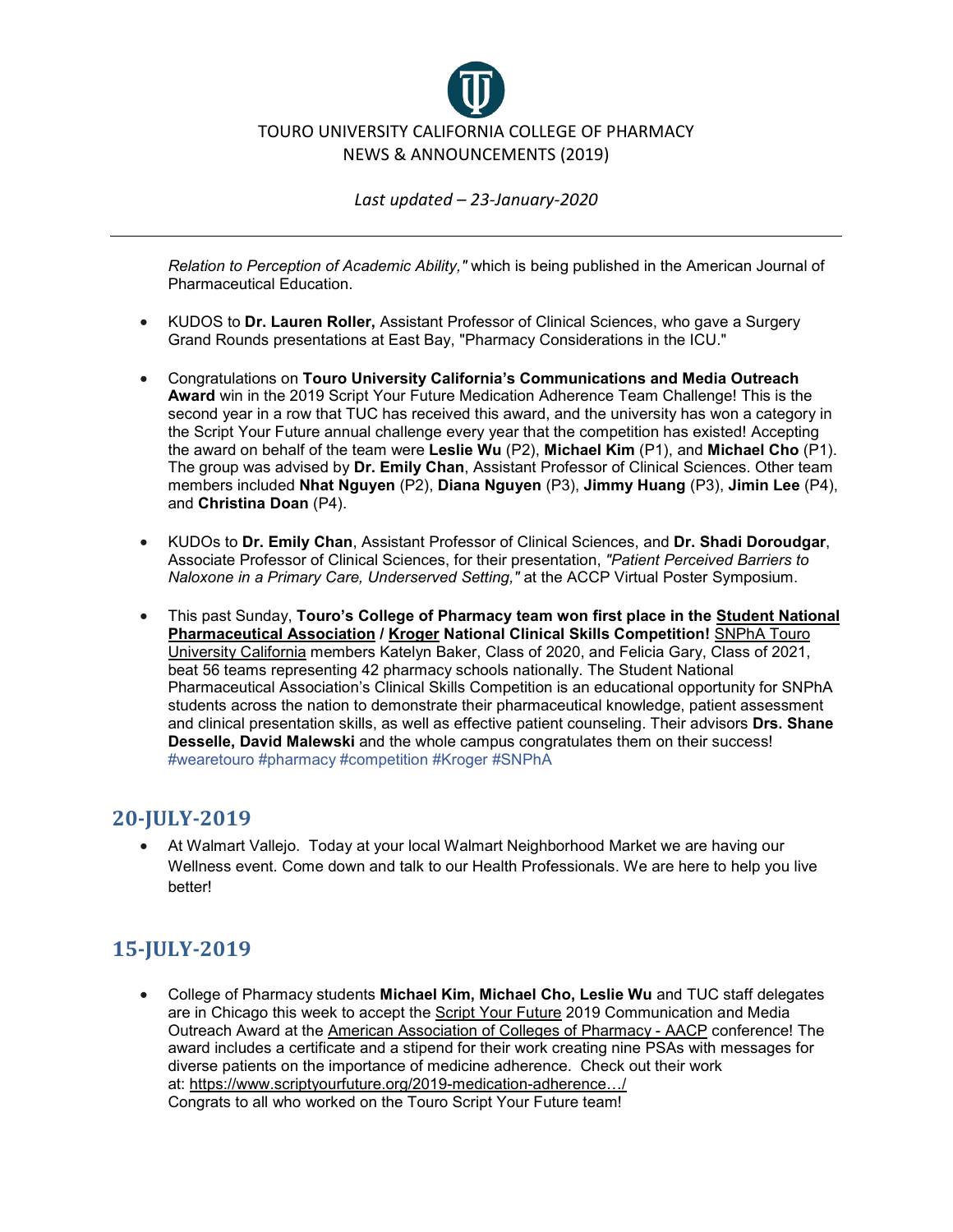*Relation to Perception of Academic Ability,"* which is being published in the American Journal of Pharmaceutical Education.

- KUDOS to **Dr. Lauren Roller,** Assistant Professor of Clinical Sciences, who gave a Surgery Grand Rounds presentations at East Bay, "Pharmacy Considerations in the ICU."

- Congratulations on **Touro University California's Communications and Media Outreach Award** win in the 2019 Script Your Future Medication Adherence Team Challenge! This is the second year in a row that TUC has received this award, and the university has won a category in the Script Your Future annual challenge every year that the competition has existed! Accepting the award on behalf of the team were **Leslie Wu** (P2), **Michael Kim** (P1), and **Michael Cho** (P1). The group was advised by **Dr. Emily Chan**, Assistant Professor of Clinical Sciences. Other team members included **Nhat Nguyen** (P2), **Diana Nguyen** (P3), **Jimmy Huang** (P3), **Jimin Lee** (P4), and **Christina Doan** (P4).

- KUDOs to **Dr. Emily Chan**, Assistant Professor of Clinical Sciences, and **Dr. Shadi Doroudgar**, Associate Professor of Clinical Sciences, for their presentation, *"Patient Perceived Barriers to Naloxone in a Primary Care, Underserved Setting,"* at the ACCP Virtual Poster Symposium.

- This past Sunday, **Touro's College of Pharmacy team won first place in the Student National Pharmaceutical Association / Kroger National Clinical Skills Competition!** SNPhA Touro University California members Katelyn Baker, Class of 2020, and Felicia Gary, Class of 2021, beat 56 teams representing 42 pharmacy schools nationally. The Student National Pharmaceutical Association's Clinical Skills Competition is an educational opportunity for SNPhA students across the nation to demonstrate their pharmaceutical knowledge, patient assessment and clinical presentation skills, as well as effective patient counseling. Their advisors **Drs. Shane Desselle, David Malewski** and the whole campus congratulates them on their success! #wearetouro #pharmacy #competition #Kroger #SNPhA

## 20-JULY-2019

- At Walmart Vallejo. Today at your local Walmart Neighborhood Market we are having our Wellness event. Come down and talk to our Health Professionals. We are here to help you live better!

## 15-JULY-2019

- College of Pharmacy students **Michael Kim, Michael Cho, Leslie Wu** and TUC staff delegates are in Chicago this week to accept the Script Your Future 2019 Communication and Media Outreach Award at the American Association of Colleges of Pharmacy - AACP conference! The award includes a certificate and a stipend for their work creating nine PSAs with messages for diverse patients on the importance of medicine adherence. Check out their work at: https://www.scriptyourfuture.org/2019-medication-adherence…/
  Congrats to all who worked on the Touro Script Your Future team!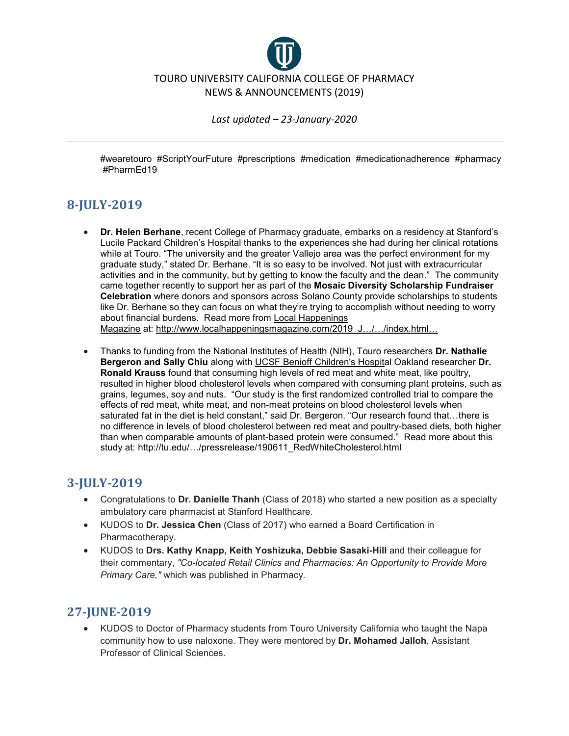#wearetouro #ScriptYourFuture #prescriptions #medication #medicationadherence #pharmacy #PharmEd19

## 8-JULY-2019

- **Dr. Helen Berhane**, recent College of Pharmacy graduate, embarks on a residency at Stanford's Lucile Packard Children's Hospital thanks to the experiences she had during her clinical rotations while at Touro. "The university and the greater Vallejo area was the perfect environment for my graduate study," stated Dr. Berhane. "It is so easy to be involved. Not just with extracurricular activities and in the community, but by getting to know the faculty and the dean." The community came together recently to support her as part of the **Mosaic Diversity Scholarship Fundraiser Celebration** where donors and sponsors across Solano County provide scholarships to students like Dr. Berhane so they can focus on what they're trying to accomplish without needing to worry about financial burdens. Read more from Local Happenings Magazine at: http://www.localhappeningsmagazine.com/2019_J…/…/index.html…

- Thanks to funding from the National Institutes of Health (NIH), Touro researchers **Dr. Nathalie Bergeron and Sally Chiu** along with UCSF Benioff Children's Hospital Oakland researcher **Dr. Ronald Krauss** found that consuming high levels of red meat and white meat, like poultry, resulted in higher blood cholesterol levels when compared with consuming plant proteins, such as grains, legumes, soy and nuts. "Our study is the first randomized controlled trial to compare the effects of red meat, white meat, and non-meat proteins on blood cholesterol levels when saturated fat in the diet is held constant," said Dr. Bergeron. "Our research found that…there is no difference in levels of blood cholesterol between red meat and poultry-based diets, both higher than when comparable amounts of plant-based protein were consumed." Read more about this study at: http://tu.edu/…/pressrelease/190611_RedWhiteCholesterol.html

## 3-JULY-2019

- Congratulations to **Dr. Danielle Thanh** (Class of 2018) who started a new position as a specialty ambulatory care pharmacist at Stanford Healthcare.
- KUDOS to **Dr. Jessica Chen** (Class of 2017) who earned a Board Certification in Pharmacotherapy.
- KUDOS to **Drs. Kathy Knapp, Keith Yoshizuka, Debbie Sasaki-Hill** and their colleague for their commentary, *"Co-located Retail Clinics and Pharmacies: An Opportunity to Provide More Primary Care,"* which was published in Pharmacy.

## 27-JUNE-2019

- KUDOS to Doctor of Pharmacy students from Touro University California who taught the Napa community how to use naloxone. They were mentored by **Dr. Mohamed Jalloh**, Assistant Professor of Clinical Sciences.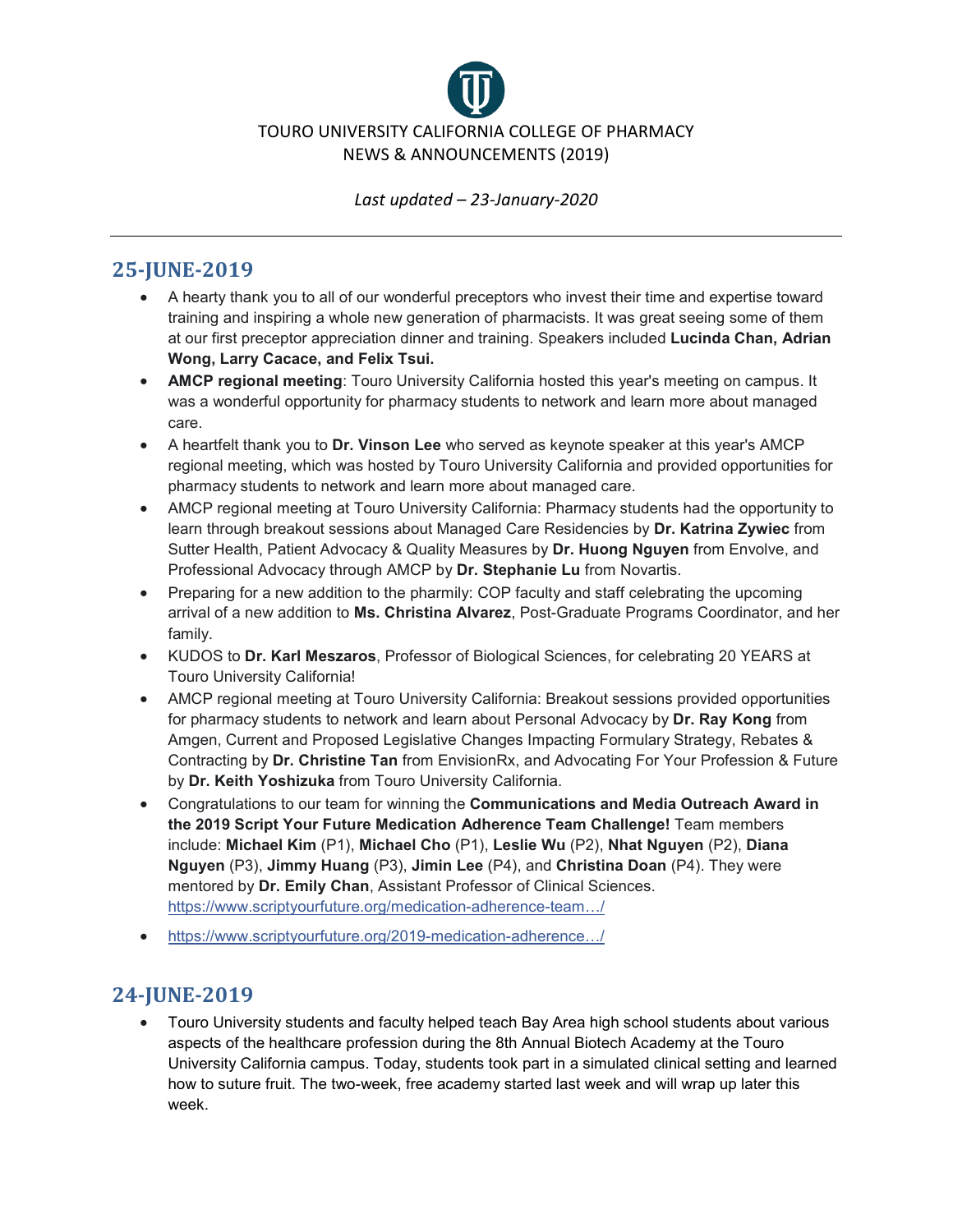TOURO UNIVERSITY CALIFORNIA COLLEGE OF PHARMACY
NEWS & ANNOUNCEMENTS (2019)

*Last updated – 23-January-2020*

---

## 25-JUNE-2019

- A hearty thank you to all of our wonderful preceptors who invest their time and expertise toward training and inspiring a whole new generation of pharmacists. It was great seeing some of them at our first preceptor appreciation dinner and training. Speakers included **Lucinda Chan, Adrian Wong, Larry Cacace, and Felix Tsui.**
- **AMCP regional meeting**: Touro University California hosted this year's meeting on campus. It was a wonderful opportunity for pharmacy students to network and learn more about managed care.
- A heartfelt thank you to **Dr. Vinson Lee** who served as keynote speaker at this year's AMCP regional meeting, which was hosted by Touro University California and provided opportunities for pharmacy students to network and learn more about managed care.
- AMCP regional meeting at Touro University California: Pharmacy students had the opportunity to learn through breakout sessions about Managed Care Residencies by **Dr. Katrina Zywiec** from Sutter Health, Patient Advocacy & Quality Measures by **Dr. Huong Nguyen** from Envolve, and Professional Advocacy through AMCP by **Dr. Stephanie Lu** from Novartis.
- Preparing for a new addition to the pharmily: COP faculty and staff celebrating the upcoming arrival of a new addition to **Ms. Christina Alvarez**, Post-Graduate Programs Coordinator, and her family.
- KUDOS to **Dr. Karl Meszaros**, Professor of Biological Sciences, for celebrating 20 YEARS at Touro University California!
- AMCP regional meeting at Touro University California: Breakout sessions provided opportunities for pharmacy students to network and learn about Personal Advocacy by **Dr. Ray Kong** from Amgen, Current and Proposed Legislative Changes Impacting Formulary Strategy, Rebates & Contracting by **Dr. Christine Tan** from EnvisionRx, and Advocating For Your Profession & Future by **Dr. Keith Yoshizuka** from Touro University California.
- Congratulations to our team for winning the **Communications and Media Outreach Award in the 2019 Script Your Future Medication Adherence Team Challenge!** Team members include: **Michael Kim** (P1), **Michael Cho** (P1), **Leslie Wu** (P2), **Nhat Nguyen** (P2), **Diana Nguyen** (P3), **Jimmy Huang** (P3), **Jimin Lee** (P4), and **Christina Doan** (P4). They were mentored by **Dr. Emily Chan**, Assistant Professor of Clinical Sciences. https://www.scriptyourfuture.org/medication-adherence-team…/
- https://www.scriptyourfuture.org/2019-medication-adherence…/

## 24-JUNE-2019

- Touro University students and faculty helped teach Bay Area high school students about various aspects of the healthcare profession during the 8th Annual Biotech Academy at the Touro University California campus. Today, students took part in a simulated clinical setting and learned how to suture fruit. The two-week, free academy started last week and will wrap up later this week.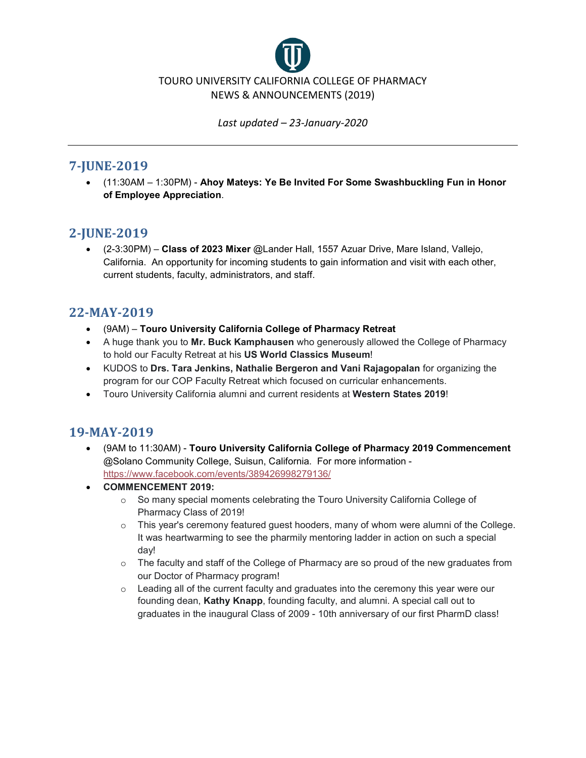TOURO UNIVERSITY CALIFORNIA COLLEGE OF PHARMACY
NEWS & ANNOUNCEMENTS (2019)

*Last updated – 23-January-2020*

---

## 7-JUNE-2019

- (11:30AM – 1:30PM) - **Ahoy Mateys: Ye Be Invited For Some Swashbuckling Fun in Honor of Employee Appreciation**.

## 2-JUNE-2019

- (2-3:30PM) – **Class of 2023 Mixer** @Lander Hall, 1557 Azuar Drive, Mare Island, Vallejo, California. An opportunity for incoming students to gain information and visit with each other, current students, faculty, administrators, and staff.

## 22-MAY-2019

- (9AM) – **Touro University California College of Pharmacy Retreat**
- A huge thank you to **Mr. Buck Kamphausen** who generously allowed the College of Pharmacy to hold our Faculty Retreat at his **US World Classics Museum**!
- KUDOS to **Drs. Tara Jenkins, Nathalie Bergeron and Vani Rajagopalan** for organizing the program for our COP Faculty Retreat which focused on curricular enhancements.
- Touro University California alumni and current residents at **Western States 2019**!

## 19-MAY-2019

- (9AM to 11:30AM) - **Touro University California College of Pharmacy 2019 Commencement** @Solano Community College, Suisun, California. For more information - https://www.facebook.com/events/389426998279136/
- **COMMENCEMENT 2019:**
  - So many special moments celebrating the Touro University California College of Pharmacy Class of 2019!
  - This year's ceremony featured guest hooders, many of whom were alumni of the College. It was heartwarming to see the pharmily mentoring ladder in action on such a special day!
  - The faculty and staff of the College of Pharmacy are so proud of the new graduates from our Doctor of Pharmacy program!
  - Leading all of the current faculty and graduates into the ceremony this year were our founding dean, **Kathy Knapp**, founding faculty, and alumni. A special call out to graduates in the inaugural Class of 2009 - 10th anniversary of our first PharmD class!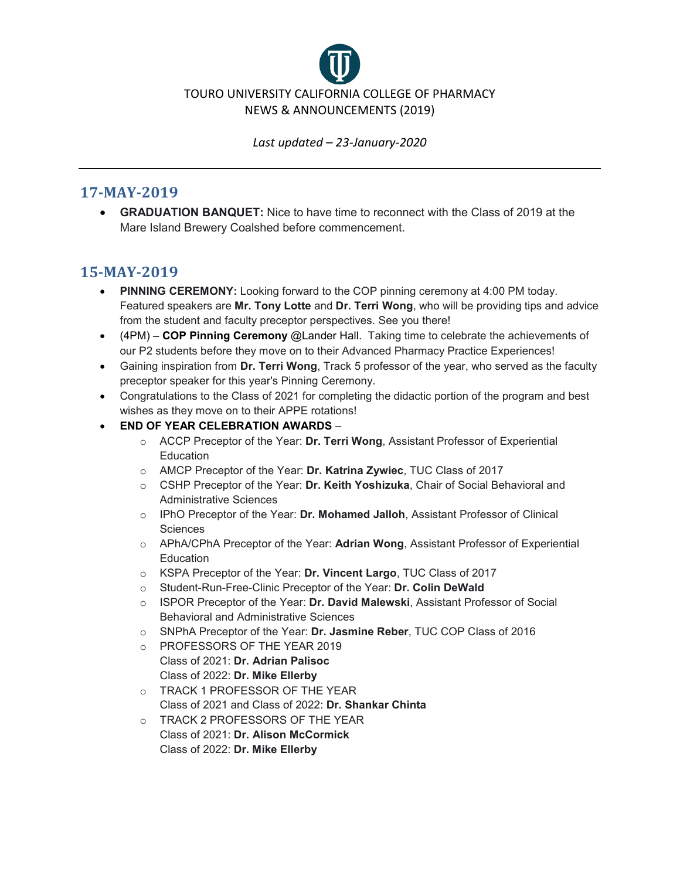TOURO UNIVERSITY CALIFORNIA COLLEGE OF PHARMACY
NEWS & ANNOUNCEMENTS (2019)

*Last updated – 23-January-2020*

---

## 17-MAY-2019

- **GRADUATION BANQUET:** Nice to have time to reconnect with the Class of 2019 at the Mare Island Brewery Coalshed before commencement.

## 15-MAY-2019

- **PINNING CEREMONY:** Looking forward to the COP pinning ceremony at 4:00 PM today. Featured speakers are **Mr. Tony Lotte** and **Dr. Terri Wong**, who will be providing tips and advice from the student and faculty preceptor perspectives. See you there!
- (4PM) – **COP Pinning Ceremony** @Lander Hall. Taking time to celebrate the achievements of our P2 students before they move on to their Advanced Pharmacy Practice Experiences!
- Gaining inspiration from **Dr. Terri Wong**, Track 5 professor of the year, who served as the faculty preceptor speaker for this year's Pinning Ceremony.
- Congratulations to the Class of 2021 for completing the didactic portion of the program and best wishes as they move on to their APPE rotations!
- **END OF YEAR CELEBRATION AWARDS** –
  - ACCP Preceptor of the Year: **Dr. Terri Wong**, Assistant Professor of Experiential Education
  - AMCP Preceptor of the Year: **Dr. Katrina Zywiec**, TUC Class of 2017
  - CSHP Preceptor of the Year: **Dr. Keith Yoshizuka**, Chair of Social Behavioral and Administrative Sciences
  - IPhO Preceptor of the Year: **Dr. Mohamed Jalloh**, Assistant Professor of Clinical Sciences
  - APhA/CPhA Preceptor of the Year: **Adrian Wong**, Assistant Professor of Experiential Education
  - KSPA Preceptor of the Year: **Dr. Vincent Largo**, TUC Class of 2017
  - Student-Run-Free-Clinic Preceptor of the Year: **Dr. Colin DeWald**
  - ISPOR Preceptor of the Year: **Dr. David Malewski**, Assistant Professor of Social Behavioral and Administrative Sciences
  - SNPhA Preceptor of the Year: **Dr. Jasmine Reber**, TUC COP Class of 2016
  - PROFESSORS OF THE YEAR 2019
    Class of 2021: **Dr. Adrian Palisoc**
    Class of 2022: **Dr. Mike Ellerby**
  - TRACK 1 PROFESSOR OF THE YEAR
    Class of 2021 and Class of 2022: **Dr. Shankar Chinta**
  - TRACK 2 PROFESSORS OF THE YEAR
    Class of 2021: **Dr. Alison McCormick**
    Class of 2022: **Dr. Mike Ellerby**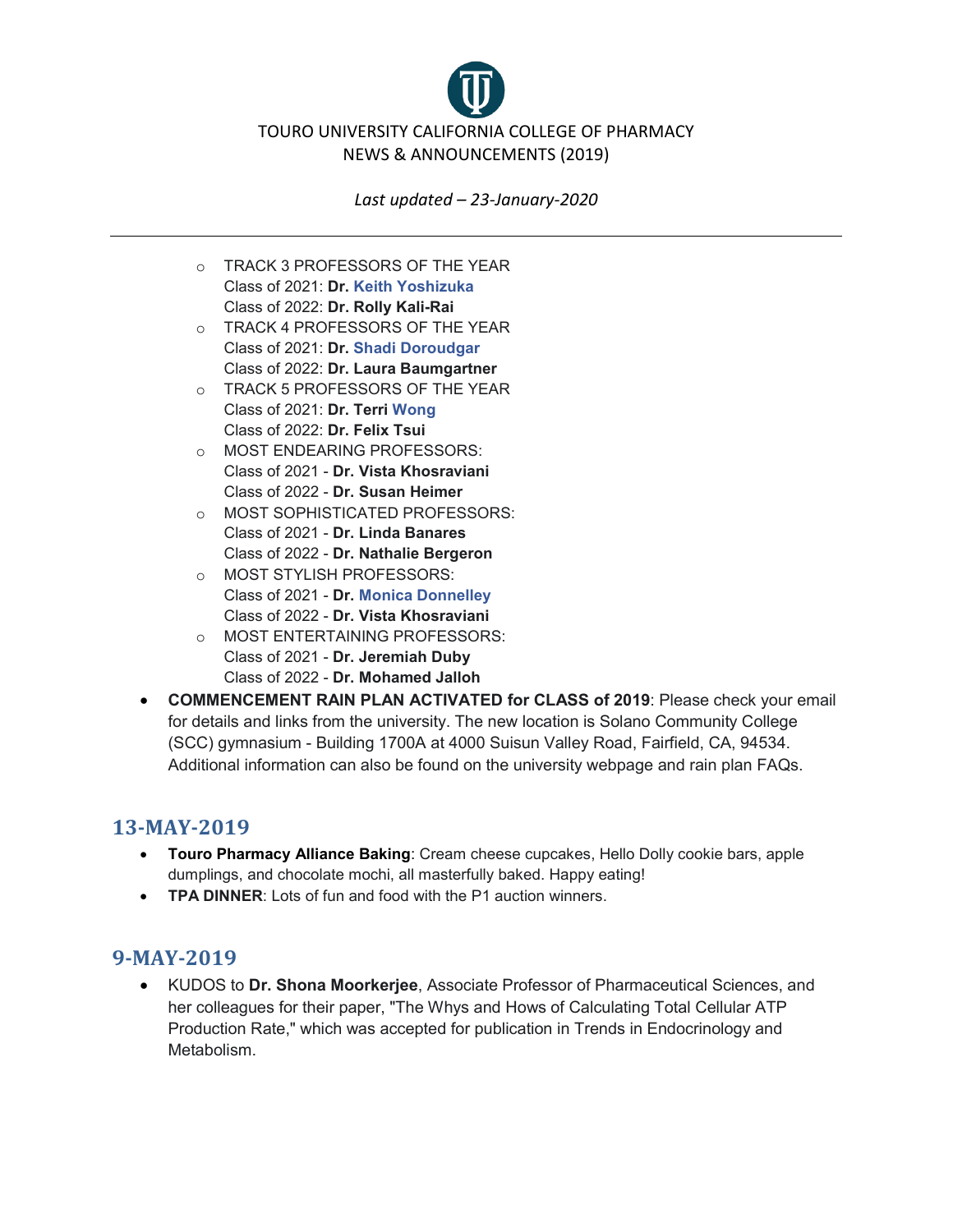- TRACK 3 PROFESSORS OF THE YEAR
  Class of 2021: **Dr. Keith Yoshizuka**
  Class of 2022: **Dr. Rolly Kali-Rai**
- TRACK 4 PROFESSORS OF THE YEAR
  Class of 2021: **Dr. Shadi Doroudgar**
  Class of 2022: **Dr. Laura Baumgartner**
- TRACK 5 PROFESSORS OF THE YEAR
  Class of 2021: **Dr. Terri Wong**
  Class of 2022: **Dr. Felix Tsui**
- MOST ENDEARING PROFESSORS:
  Class of 2021 - **Dr. Vista Khosraviani**
  Class of 2022 - **Dr. Susan Heimer**
- MOST SOPHISTICATED PROFESSORS:
  Class of 2021 - **Dr. Linda Banares**
  Class of 2022 - **Dr. Nathalie Bergeron**
- MOST STYLISH PROFESSORS:
  Class of 2021 - **Dr. Monica Donnelley**
  Class of 2022 - **Dr. Vista Khosraviani**
- MOST ENTERTAINING PROFESSORS:
  Class of 2021 - **Dr. Jeremiah Duby**
  Class of 2022 - **Dr. Mohamed Jalloh**

- **COMMENCEMENT RAIN PLAN ACTIVATED for CLASS of 2019**: Please check your email for details and links from the university. The new location is Solano Community College (SCC) gymnasium - Building 1700A at 4000 Suisun Valley Road, Fairfield, CA, 94534. Additional information can also be found on the university webpage and rain plan FAQs.

## 13-MAY-2019

- **Touro Pharmacy Alliance Baking**: Cream cheese cupcakes, Hello Dolly cookie bars, apple dumplings, and chocolate mochi, all masterfully baked. Happy eating!
- **TPA DINNER**: Lots of fun and food with the P1 auction winners.

## 9-MAY-2019

- KUDOS to **Dr. Shona Moorkerjee**, Associate Professor of Pharmaceutical Sciences, and her colleagues for their paper, "The Whys and Hows of Calculating Total Cellular ATP Production Rate," which was accepted for publication in Trends in Endocrinology and Metabolism.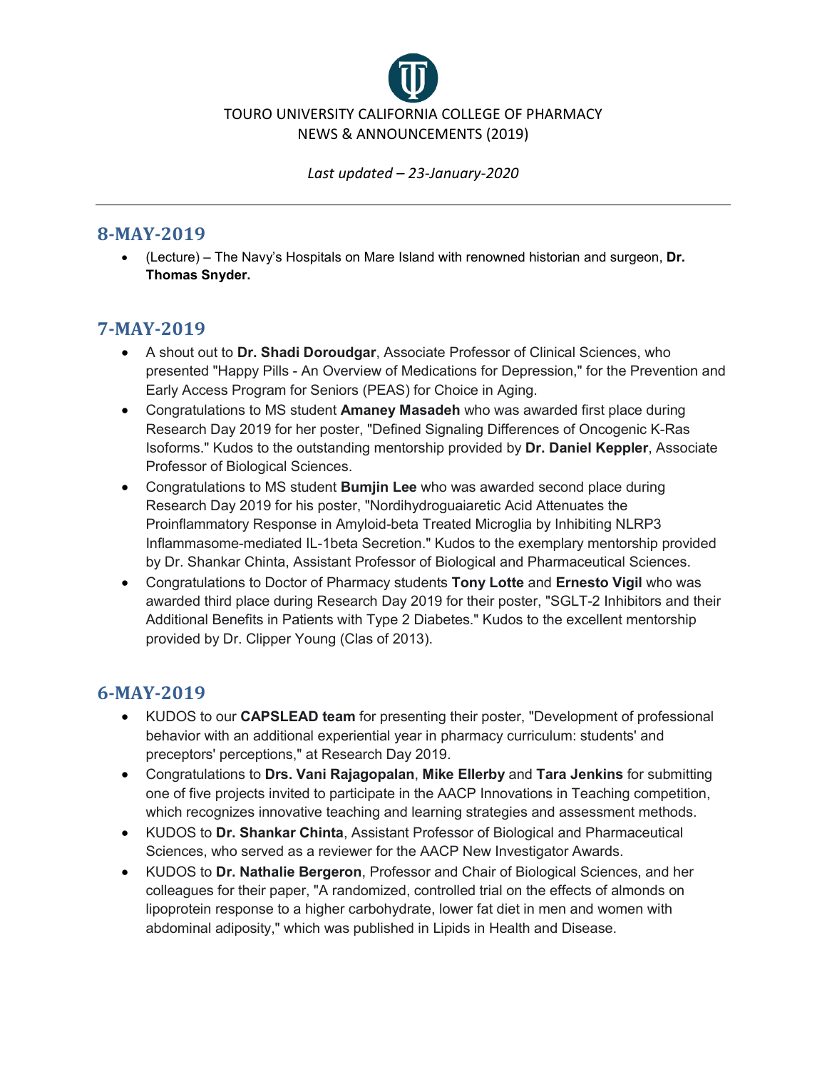TOURO UNIVERSITY CALIFORNIA COLLEGE OF PHARMACY
NEWS & ANNOUNCEMENTS (2019)

*Last updated – 23-January-2020*

---

## 8-MAY-2019

- (Lecture) – The Navy's Hospitals on Mare Island with renowned historian and surgeon, **Dr. Thomas Snyder.**

## 7-MAY-2019

- A shout out to **Dr. Shadi Doroudgar**, Associate Professor of Clinical Sciences, who presented "Happy Pills - An Overview of Medications for Depression," for the Prevention and Early Access Program for Seniors (PEAS) for Choice in Aging.
- Congratulations to MS student **Amaney Masadeh** who was awarded first place during Research Day 2019 for her poster, "Defined Signaling Differences of Oncogenic K-Ras Isoforms." Kudos to the outstanding mentorship provided by **Dr. Daniel Keppler**, Associate Professor of Biological Sciences.
- Congratulations to MS student **Bumjin Lee** who was awarded second place during Research Day 2019 for his poster, "Nordihydroguaiaretic Acid Attenuates the Proinflammatory Response in Amyloid-beta Treated Microglia by Inhibiting NLRP3 Inflammasome-mediated IL-1beta Secretion." Kudos to the exemplary mentorship provided by Dr. Shankar Chinta, Assistant Professor of Biological and Pharmaceutical Sciences.
- Congratulations to Doctor of Pharmacy students **Tony Lotte** and **Ernesto Vigil** who was awarded third place during Research Day 2019 for their poster, "SGLT-2 Inhibitors and their Additional Benefits in Patients with Type 2 Diabetes." Kudos to the excellent mentorship provided by Dr. Clipper Young (Clas of 2013).

## 6-MAY-2019

- KUDOS to our **CAPSLEAD team** for presenting their poster, "Development of professional behavior with an additional experiential year in pharmacy curriculum: students' and preceptors' perceptions," at Research Day 2019.
- Congratulations to **Drs. Vani Rajagopalan**, **Mike Ellerby** and **Tara Jenkins** for submitting one of five projects invited to participate in the AACP Innovations in Teaching competition, which recognizes innovative teaching and learning strategies and assessment methods.
- KUDOS to **Dr. Shankar Chinta**, Assistant Professor of Biological and Pharmaceutical Sciences, who served as a reviewer for the AACP New Investigator Awards.
- KUDOS to **Dr. Nathalie Bergeron**, Professor and Chair of Biological Sciences, and her colleagues for their paper, "A randomized, controlled trial on the effects of almonds on lipoprotein response to a higher carbohydrate, lower fat diet in men and women with abdominal adiposity," which was published in Lipids in Health and Disease.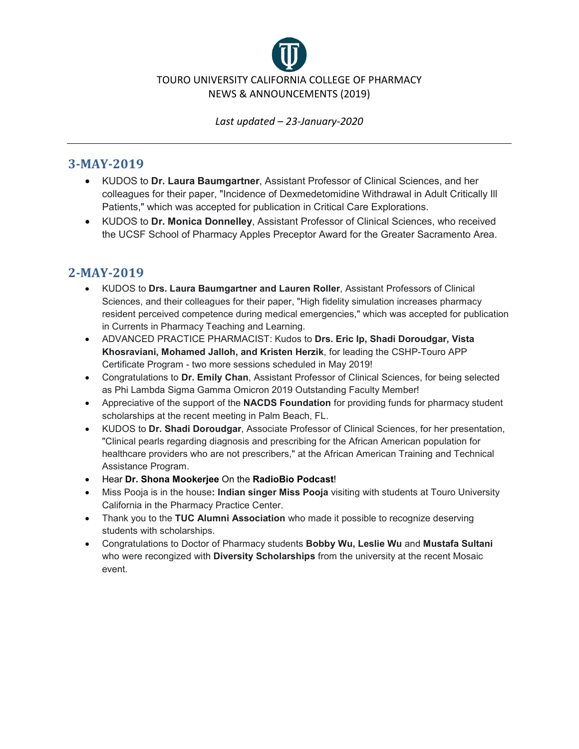TOURO UNIVERSITY CALIFORNIA COLLEGE OF PHARMACY
NEWS & ANNOUNCEMENTS (2019)

*Last updated – 23-January-2020*

---

## 3-MAY-2019

- KUDOS to **Dr. Laura Baumgartner**, Assistant Professor of Clinical Sciences, and her colleagues for their paper, "Incidence of Dexmedetomidine Withdrawal in Adult Critically Ill Patients," which was accepted for publication in Critical Care Explorations.
- KUDOS to **Dr. Monica Donnelley**, Assistant Professor of Clinical Sciences, who received the UCSF School of Pharmacy Apples Preceptor Award for the Greater Sacramento Area.

## 2-MAY-2019

- KUDOS to **Drs. Laura Baumgartner and Lauren Roller**, Assistant Professors of Clinical Sciences, and their colleagues for their paper, "High fidelity simulation increases pharmacy resident perceived competence during medical emergencies," which was accepted for publication in Currents in Pharmacy Teaching and Learning.
- ADVANCED PRACTICE PHARMACIST: Kudos to **Drs. Eric Ip, Shadi Doroudgar, Vista Khosraviani, Mohamed Jalloh, and Kristen Herzik**, for leading the CSHP-Touro APP Certificate Program - two more sessions scheduled in May 2019!
- Congratulations to **Dr. Emily Chan**, Assistant Professor of Clinical Sciences, for being selected as Phi Lambda Sigma Gamma Omicron 2019 Outstanding Faculty Member!
- Appreciative of the support of the **NACDS Foundation** for providing funds for pharmacy student scholarships at the recent meeting in Palm Beach, FL.
- KUDOS to **Dr. Shadi Doroudgar**, Associate Professor of Clinical Sciences, for her presentation, "Clinical pearls regarding diagnosis and prescribing for the African American population for healthcare providers who are not prescribers," at the African American Training and Technical Assistance Program.
- Hear **Dr. Shona Mookerjee** On the **RadioBio Podcast**!
- Miss Pooja is in the house**: Indian singer Miss Pooja** visiting with students at Touro University California in the Pharmacy Practice Center.
- Thank you to the **TUC Alumni Association** who made it possible to recognize deserving students with scholarships.
- Congratulations to Doctor of Pharmacy students **Bobby Wu, Leslie Wu** and **Mustafa Sultani** who were recongized with **Diversity Scholarships** from the university at the recent Mosaic event.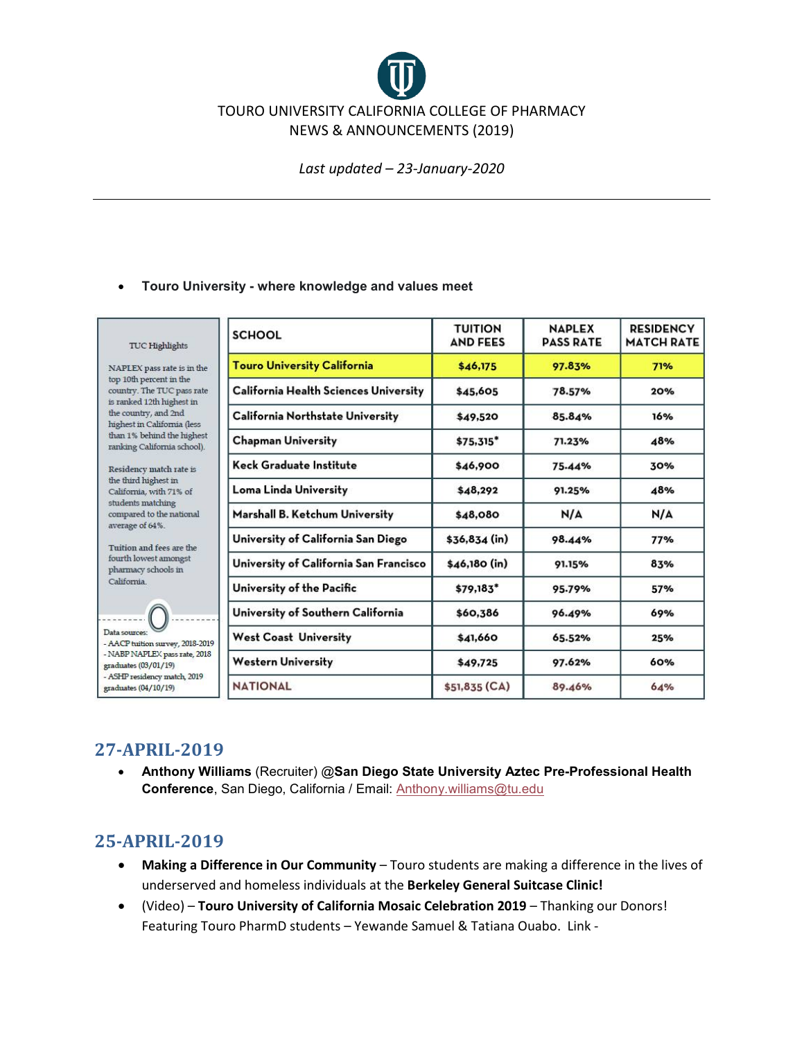TOURO UNIVERSITY CALIFORNIA COLLEGE OF PHARMACY
NEWS & ANNOUNCEMENTS (2019)

*Last updated – 23-January-2020*

---

- **Touro University - where knowledge and values meet**

TUC Highlights

NAPLEX pass rate is in the top 10th percent in the country. The TUC pass rate is ranked 12th highest in the country, and 2nd highest in California (less than 1% behind the highest ranking California school).

Residency match rate is the third highest in California, with 71% of students matching compared to the national average of 64%.

Tuition and fees are the fourth lowest amongst pharmacy schools in California.

Data sources:
- AACP tuition survey, 2018-2019
- NABP NAPLEX pass rate, 2018 graduates (03/01/19)
- ASHP residency match, 2019 graduates (04/10/19)

| SCHOOL | TUITION AND FEES | NAPLEX PASS RATE | RESIDENCY MATCH RATE |
|---|---|---|---|
| Touro University California | $46,175 | 97.83% | 71% |
| California Health Sciences University | $45,605 | 78.57% | 20% |
| California Northstate University | $49,520 | 85.84% | 16% |
| Chapman University | $75,315* | 71.23% | 48% |
| Keck Graduate Institute | $46,900 | 75.44% | 30% |
| Loma Linda University | $48,292 | 91.25% | 48% |
| Marshall B. Ketchum University | $48,080 | N/A | N/A |
| University of California San Diego | $36,834 (in) | 98.44% | 77% |
| University of California San Francisco | $46,180 (in) | 91.15% | 83% |
| University of the Pacific | $79,183* | 95.79% | 57% |
| University of Southern California | $60,386 | 96.49% | 69% |
| West Coast University | $41,660 | 65.52% | 25% |
| Western University | $49,725 | 97.62% | 60% |
| NATIONAL | $51,835 (CA) | 89.46% | 64% |

## 27-APRIL-2019

- **Anthony Williams** (Recruiter) @**San Diego State University Aztec Pre-Professional Health Conference**, San Diego, California / Email: Anthony.williams@tu.edu

## 25-APRIL-2019

- **Making a Difference in Our Community** – Touro students are making a difference in the lives of underserved and homeless individuals at the **Berkeley General Suitcase Clinic!**
- (Video) – **Touro University of California Mosaic Celebration 2019** – Thanking our Donors! Featuring Touro PharmD students – Yewande Samuel & Tatiana Ouabo. Link -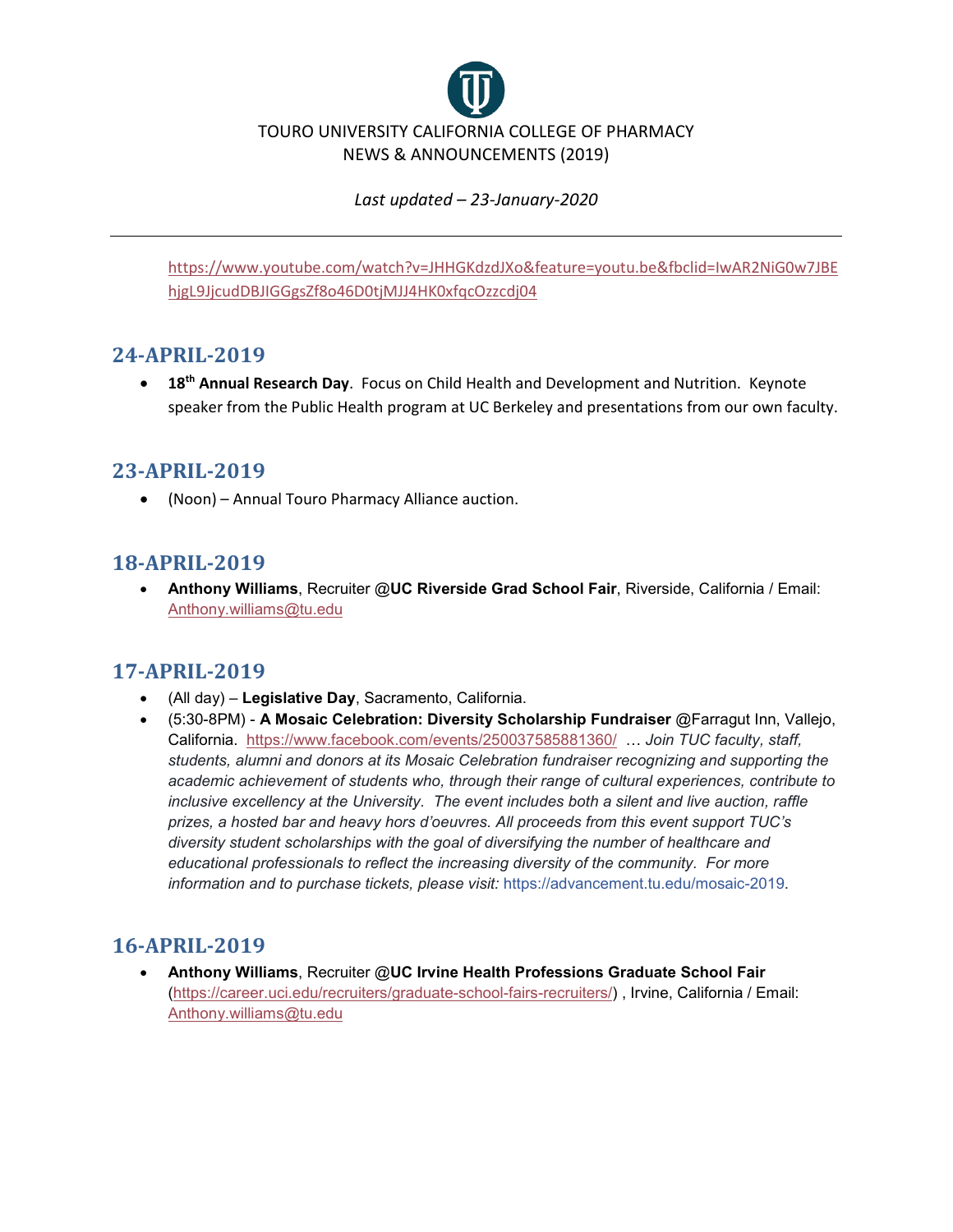https://www.youtube.com/watch?v=JHHGKdzdJXo&feature=youtu.be&fbclid=IwAR2NiG0w7JBEhjgL9JjcudDBJIGGgsZf8o46D0tjMJJ4HK0xfqcOzzcdj04

## 24-APRIL-2019

- **18th Annual Research Day**. Focus on Child Health and Development and Nutrition. Keynote speaker from the Public Health program at UC Berkeley and presentations from our own faculty.

## 23-APRIL-2019

- (Noon) – Annual Touro Pharmacy Alliance auction.

## 18-APRIL-2019

- **Anthony Williams**, Recruiter **@UC Riverside Grad School Fair**, Riverside, California / Email: Anthony.williams@tu.edu

## 17-APRIL-2019

- (All day) – **Legislative Day**, Sacramento, California.
- (5:30-8PM) - **A Mosaic Celebration: Diversity Scholarship Fundraiser** @Farragut Inn, Vallejo, California. https://www.facebook.com/events/250037585881360/ … *Join TUC faculty, staff, students, alumni and donors at its Mosaic Celebration fundraiser recognizing and supporting the academic achievement of students who, through their range of cultural experiences, contribute to inclusive excellency at the University. The event includes both a silent and live auction, raffle prizes, a hosted bar and heavy hors d'oeuvres. All proceeds from this event support TUC's diversity student scholarships with the goal of diversifying the number of healthcare and educational professionals to reflect the increasing diversity of the community. For more information and to purchase tickets, please visit:* https://advancement.tu.edu/mosaic-2019.

## 16-APRIL-2019

- **Anthony Williams**, Recruiter **@UC Irvine Health Professions Graduate School Fair** (https://career.uci.edu/recruiters/graduate-school-fairs-recruiters/) , Irvine, California / Email: Anthony.williams@tu.edu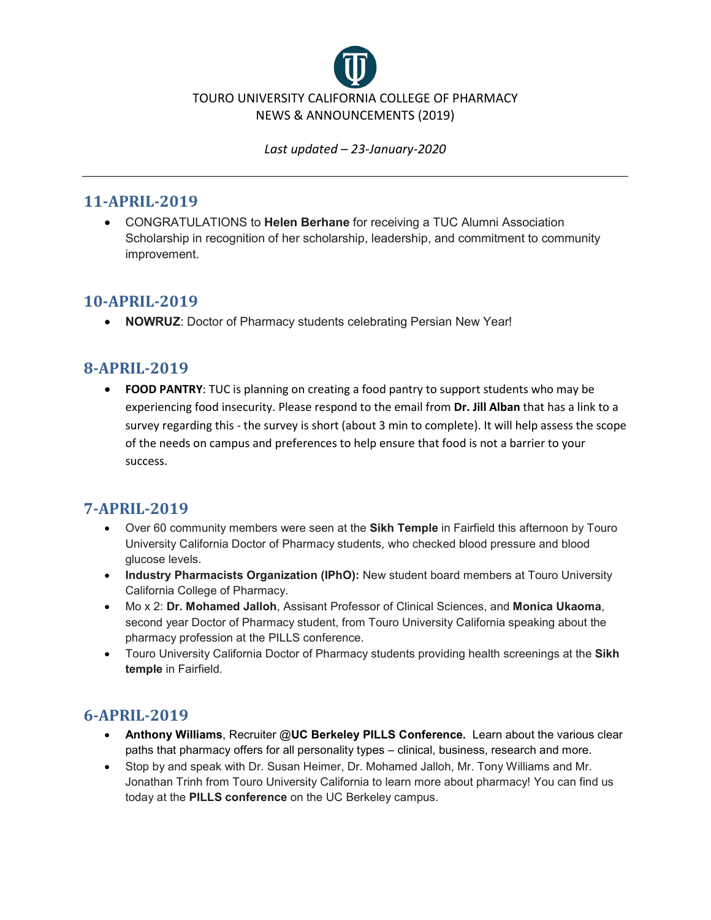TOURO UNIVERSITY CALIFORNIA COLLEGE OF PHARMACY
NEWS & ANNOUNCEMENTS (2019)

*Last updated – 23-January-2020*

---

## 11-APRIL-2019

- CONGRATULATIONS to **Helen Berhane** for receiving a TUC Alumni Association Scholarship in recognition of her scholarship, leadership, and commitment to community improvement.

## 10-APRIL-2019

- **NOWRUZ**: Doctor of Pharmacy students celebrating Persian New Year!

## 8-APRIL-2019

- **FOOD PANTRY**: TUC is planning on creating a food pantry to support students who may be experiencing food insecurity. Please respond to the email from **Dr. Jill Alban** that has a link to a survey regarding this - the survey is short (about 3 min to complete). It will help assess the scope of the needs on campus and preferences to help ensure that food is not a barrier to your success.

## 7-APRIL-2019

- Over 60 community members were seen at the **Sikh Temple** in Fairfield this afternoon by Touro University California Doctor of Pharmacy students, who checked blood pressure and blood glucose levels.
- **Industry Pharmacists Organization (IPhO):** New student board members at Touro University California College of Pharmacy.
- Mo x 2: **Dr. Mohamed Jalloh**, Assisant Professor of Clinical Sciences, and **Monica Ukaoma**, second year Doctor of Pharmacy student, from Touro University California speaking about the pharmacy profession at the PILLS conference.
- Touro University California Doctor of Pharmacy students providing health screenings at the **Sikh temple** in Fairfield.

## 6-APRIL-2019

- **Anthony Williams**, Recruiter **@UC Berkeley PILLS Conference.** Learn about the various clear paths that pharmacy offers for all personality types – clinical, business, research and more.
- Stop by and speak with Dr. Susan Heimer, Dr. Mohamed Jalloh, Mr. Tony Williams and Mr. Jonathan Trinh from Touro University California to learn more about pharmacy! You can find us today at the **PILLS conference** on the UC Berkeley campus.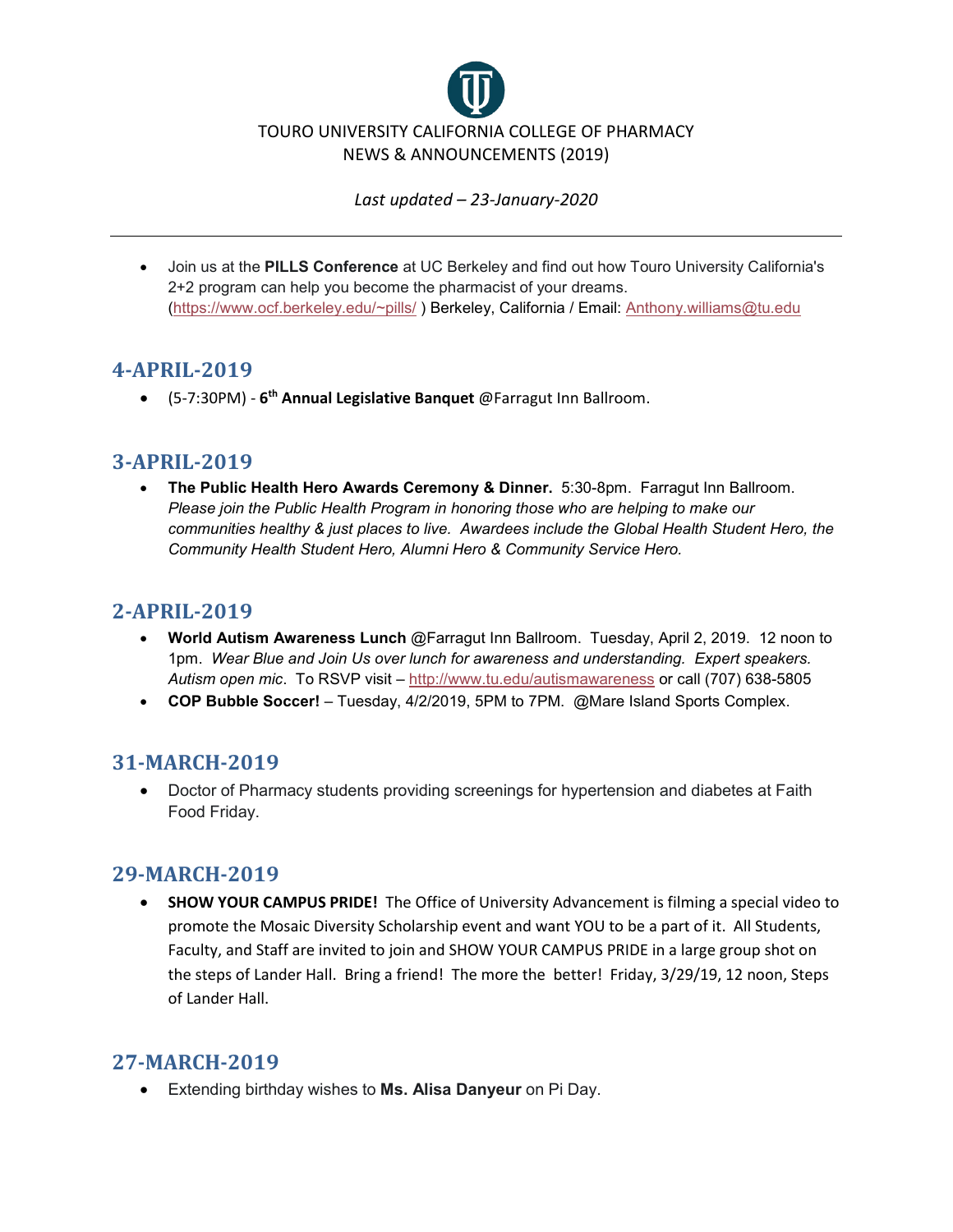TOURO UNIVERSITY CALIFORNIA COLLEGE OF PHARMACY
NEWS & ANNOUNCEMENTS (2019)

*Last updated – 23-January-2020*

---

- Join us at the **PILLS Conference** at UC Berkeley and find out how Touro University California's 2+2 program can help you become the pharmacist of your dreams. (https://www.ocf.berkeley.edu/~pills/ ) Berkeley, California / Email: Anthony.williams@tu.edu

## 4-APRIL-2019

- (5-7:30PM) - **6th Annual Legislative Banquet** @Farragut Inn Ballroom.

## 3-APRIL-2019

- **The Public Health Hero Awards Ceremony & Dinner.** 5:30-8pm. Farragut Inn Ballroom. *Please join the Public Health Program in honoring those who are helping to make our communities healthy & just places to live. Awardees include the Global Health Student Hero, the Community Health Student Hero, Alumni Hero & Community Service Hero.*

## 2-APRIL-2019

- **World Autism Awareness Lunch** @Farragut Inn Ballroom. Tuesday, April 2, 2019. 12 noon to 1pm. *Wear Blue and Join Us over lunch for awareness and understanding. Expert speakers. Autism open mic*. To RSVP visit – http://www.tu.edu/autismawareness or call (707) 638-5805
- **COP Bubble Soccer!** – Tuesday, 4/2/2019, 5PM to 7PM. @Mare Island Sports Complex.

## 31-MARCH-2019

- Doctor of Pharmacy students providing screenings for hypertension and diabetes at Faith Food Friday.

## 29-MARCH-2019

- **SHOW YOUR CAMPUS PRIDE!** The Office of University Advancement is filming a special video to promote the Mosaic Diversity Scholarship event and want YOU to be a part of it. All Students, Faculty, and Staff are invited to join and SHOW YOUR CAMPUS PRIDE in a large group shot on the steps of Lander Hall. Bring a friend! The more the better! Friday, 3/29/19, 12 noon, Steps of Lander Hall.

## 27-MARCH-2019

- Extending birthday wishes to **Ms. Alisa Danyeur** on Pi Day.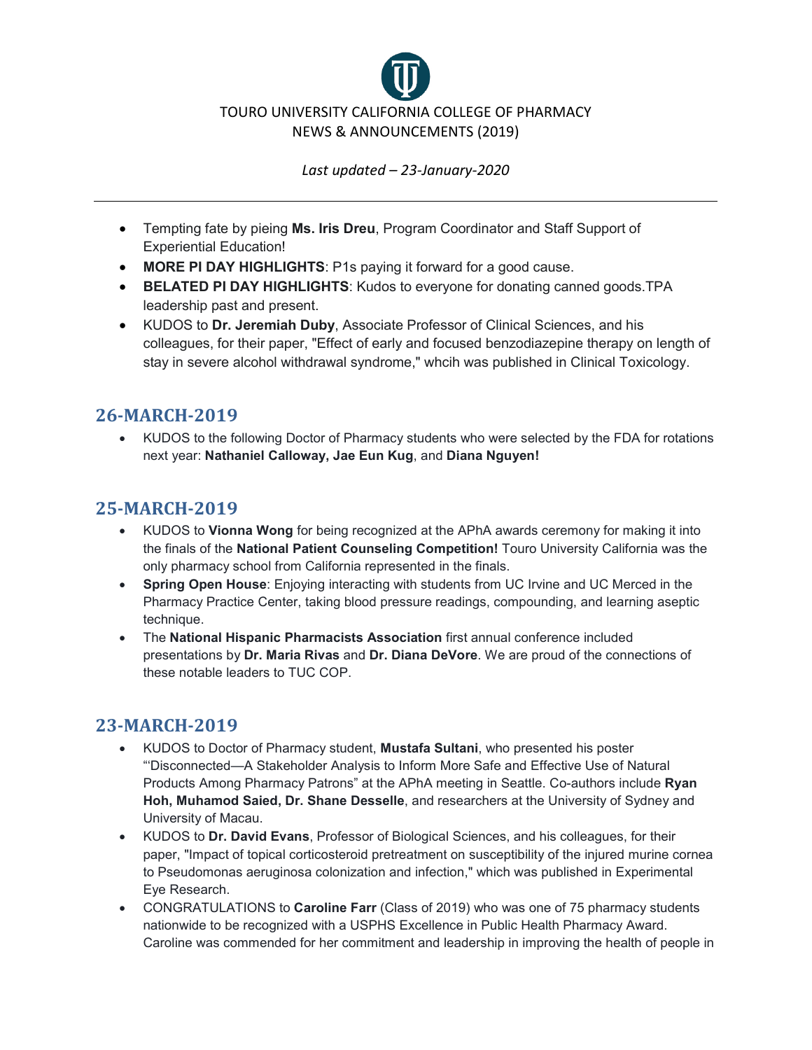TOURO UNIVERSITY CALIFORNIA COLLEGE OF PHARMACY
NEWS & ANNOUNCEMENTS (2019)

*Last updated – 23-January-2020*

---

- Tempting fate by pieing **Ms. Iris Dreu**, Program Coordinator and Staff Support of Experiential Education!
- **MORE PI DAY HIGHLIGHTS**: P1s paying it forward for a good cause.
- **BELATED PI DAY HIGHLIGHTS**: Kudos to everyone for donating canned goods.TPA leadership past and present.
- KUDOS to **Dr. Jeremiah Duby**, Associate Professor of Clinical Sciences, and his colleagues, for their paper, "Effect of early and focused benzodiazepine therapy on length of stay in severe alcohol withdrawal syndrome," whcih was published in Clinical Toxicology.

## 26-MARCH-2019

- KUDOS to the following Doctor of Pharmacy students who were selected by the FDA for rotations next year: **Nathaniel Calloway, Jae Eun Kug**, and **Diana Nguyen!**

## 25-MARCH-2019

- KUDOS to **Vionna Wong** for being recognized at the APhA awards ceremony for making it into the finals of the **National Patient Counseling Competition!** Touro University California was the only pharmacy school from California represented in the finals.
- **Spring Open House**: Enjoying interacting with students from UC Irvine and UC Merced in the Pharmacy Practice Center, taking blood pressure readings, compounding, and learning aseptic technique.
- The **National Hispanic Pharmacists Association** first annual conference included presentations by **Dr. Maria Rivas** and **Dr. Diana DeVore**. We are proud of the connections of these notable leaders to TUC COP.

## 23-MARCH-2019

- KUDOS to Doctor of Pharmacy student, **Mustafa Sultani**, who presented his poster "'Disconnected—A Stakeholder Analysis to Inform More Safe and Effective Use of Natural Products Among Pharmacy Patrons" at the APhA meeting in Seattle. Co-authors include **Ryan Hoh, Muhamod Saied, Dr. Shane Desselle**, and researchers at the University of Sydney and University of Macau.
- KUDOS to **Dr. David Evans**, Professor of Biological Sciences, and his colleagues, for their paper, "Impact of topical corticosteroid pretreatment on susceptibility of the injured murine cornea to Pseudomonas aeruginosa colonization and infection," which was published in Experimental Eye Research.
- CONGRATULATIONS to **Caroline Farr** (Class of 2019) who was one of 75 pharmacy students nationwide to be recognized with a USPHS Excellence in Public Health Pharmacy Award. Caroline was commended for her commitment and leadership in improving the health of people in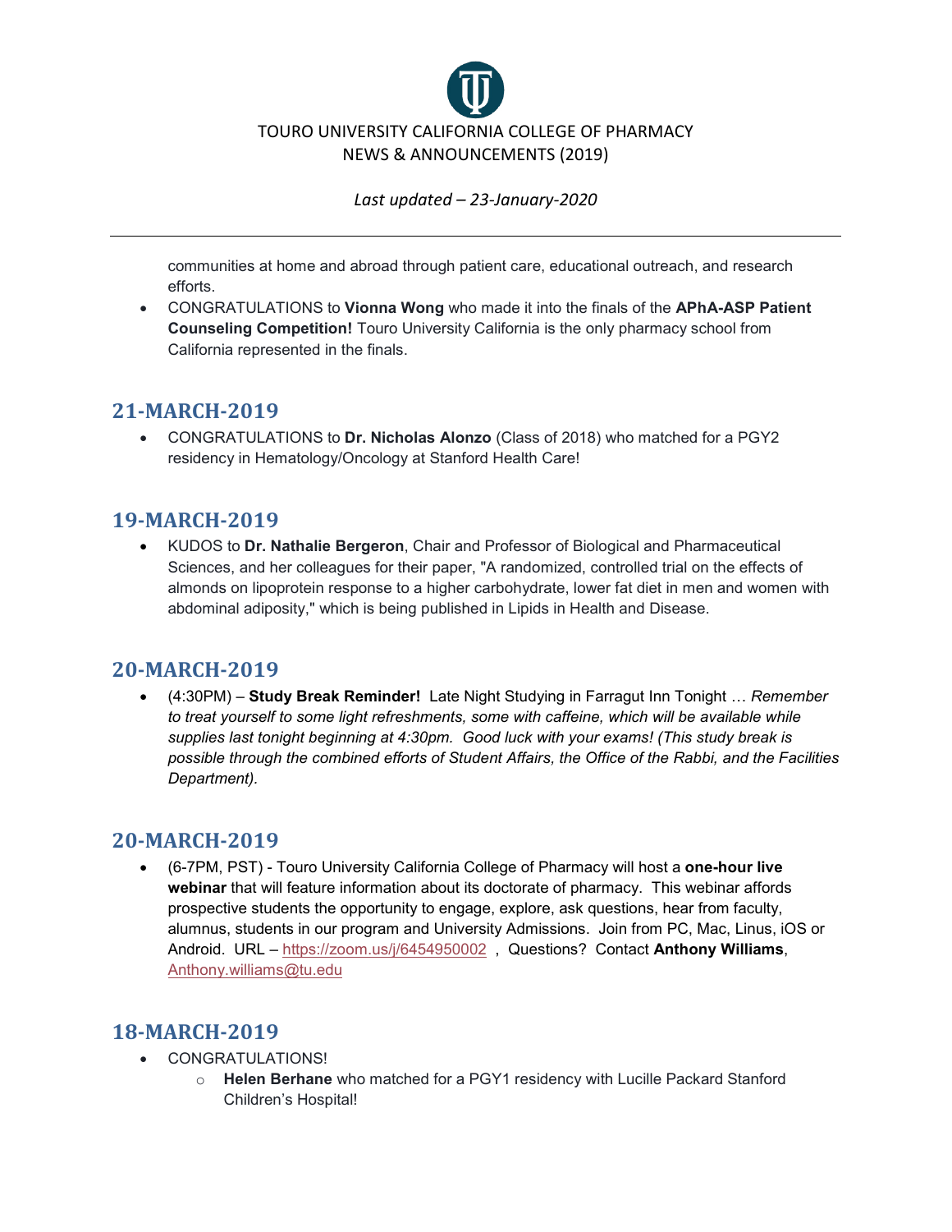communities at home and abroad through patient care, educational outreach, and research efforts.

- CONGRATULATIONS to **Vionna Wong** who made it into the finals of the **APhA-ASP Patient Counseling Competition!** Touro University California is the only pharmacy school from California represented in the finals.

## 21-MARCH-2019

- CONGRATULATIONS to **Dr. Nicholas Alonzo** (Class of 2018) who matched for a PGY2 residency in Hematology/Oncology at Stanford Health Care!

## 19-MARCH-2019

- KUDOS to **Dr. Nathalie Bergeron**, Chair and Professor of Biological and Pharmaceutical Sciences, and her colleagues for their paper, "A randomized, controlled trial on the effects of almonds on lipoprotein response to a higher carbohydrate, lower fat diet in men and women with abdominal adiposity," which is being published in Lipids in Health and Disease.

## 20-MARCH-2019

- (4:30PM) – **Study Break Reminder!** Late Night Studying in Farragut Inn Tonight … *Remember to treat yourself to some light refreshments, some with caffeine, which will be available while supplies last tonight beginning at 4:30pm. Good luck with your exams! (This study break is possible through the combined efforts of Student Affairs, the Office of the Rabbi, and the Facilities Department).*

## 20-MARCH-2019

- (6-7PM, PST) - Touro University California College of Pharmacy will host a **one-hour live webinar** that will feature information about its doctorate of pharmacy. This webinar affords prospective students the opportunity to engage, explore, ask questions, hear from faculty, alumnus, students in our program and University Admissions. Join from PC, Mac, Linus, iOS or Android. URL – https://zoom.us/j/6454950002 , Questions? Contact **Anthony Williams**, Anthony.williams@tu.edu

## 18-MARCH-2019

- CONGRATULATIONS!
  - **Helen Berhane** who matched for a PGY1 residency with Lucille Packard Stanford Children's Hospital!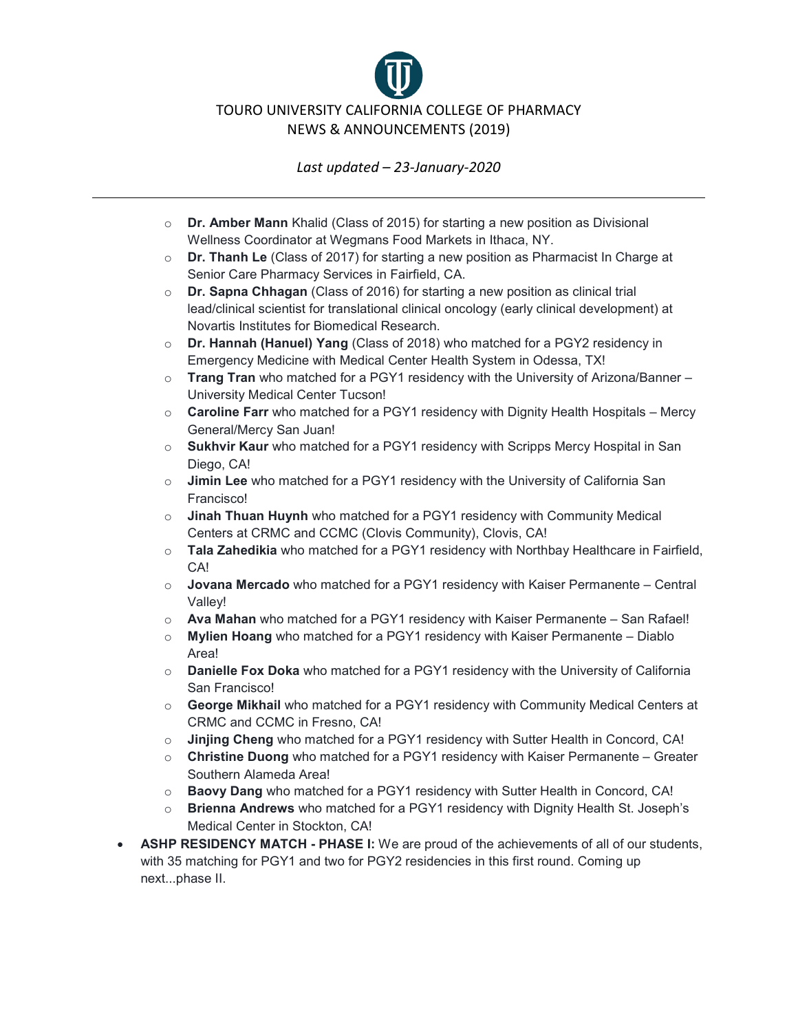- **Dr. Amber Mann** Khalid (Class of 2015) for starting a new position as Divisional Wellness Coordinator at Wegmans Food Markets in Ithaca, NY.
  - **Dr. Thanh Le** (Class of 2017) for starting a new position as Pharmacist In Charge at Senior Care Pharmacy Services in Fairfield, CA.
  - **Dr. Sapna Chhagan** (Class of 2016) for starting a new position as clinical trial lead/clinical scientist for translational clinical oncology (early clinical development) at Novartis Institutes for Biomedical Research.
  - **Dr. Hannah (Hanuel) Yang** (Class of 2018) who matched for a PGY2 residency in Emergency Medicine with Medical Center Health System in Odessa, TX!
  - **Trang Tran** who matched for a PGY1 residency with the University of Arizona/Banner – University Medical Center Tucson!
  - **Caroline Farr** who matched for a PGY1 residency with Dignity Health Hospitals – Mercy General/Mercy San Juan!
  - **Sukhvir Kaur** who matched for a PGY1 residency with Scripps Mercy Hospital in San Diego, CA!
  - **Jimin Lee** who matched for a PGY1 residency with the University of California San Francisco!
  - **Jinah Thuan Huynh** who matched for a PGY1 residency with Community Medical Centers at CRMC and CCMC (Clovis Community), Clovis, CA!
  - **Tala Zahedikia** who matched for a PGY1 residency with Northbay Healthcare in Fairfield, CA!
  - **Jovana Mercado** who matched for a PGY1 residency with Kaiser Permanente – Central Valley!
  - **Ava Mahan** who matched for a PGY1 residency with Kaiser Permanente – San Rafael!
  - **Mylien Hoang** who matched for a PGY1 residency with Kaiser Permanente – Diablo Area!
  - **Danielle Fox Doka** who matched for a PGY1 residency with the University of California San Francisco!
  - **George Mikhail** who matched for a PGY1 residency with Community Medical Centers at CRMC and CCMC in Fresno, CA!
  - **Jinjing Cheng** who matched for a PGY1 residency with Sutter Health in Concord, CA!
  - **Christine Duong** who matched for a PGY1 residency with Kaiser Permanente – Greater Southern Alameda Area!
  - **Baovy Dang** who matched for a PGY1 residency with Sutter Health in Concord, CA!
  - **Brienna Andrews** who matched for a PGY1 residency with Dignity Health St. Joseph's Medical Center in Stockton, CA!
- **ASHP RESIDENCY MATCH - PHASE I:** We are proud of the achievements of all of our students, with 35 matching for PGY1 and two for PGY2 residencies in this first round. Coming up next...phase II.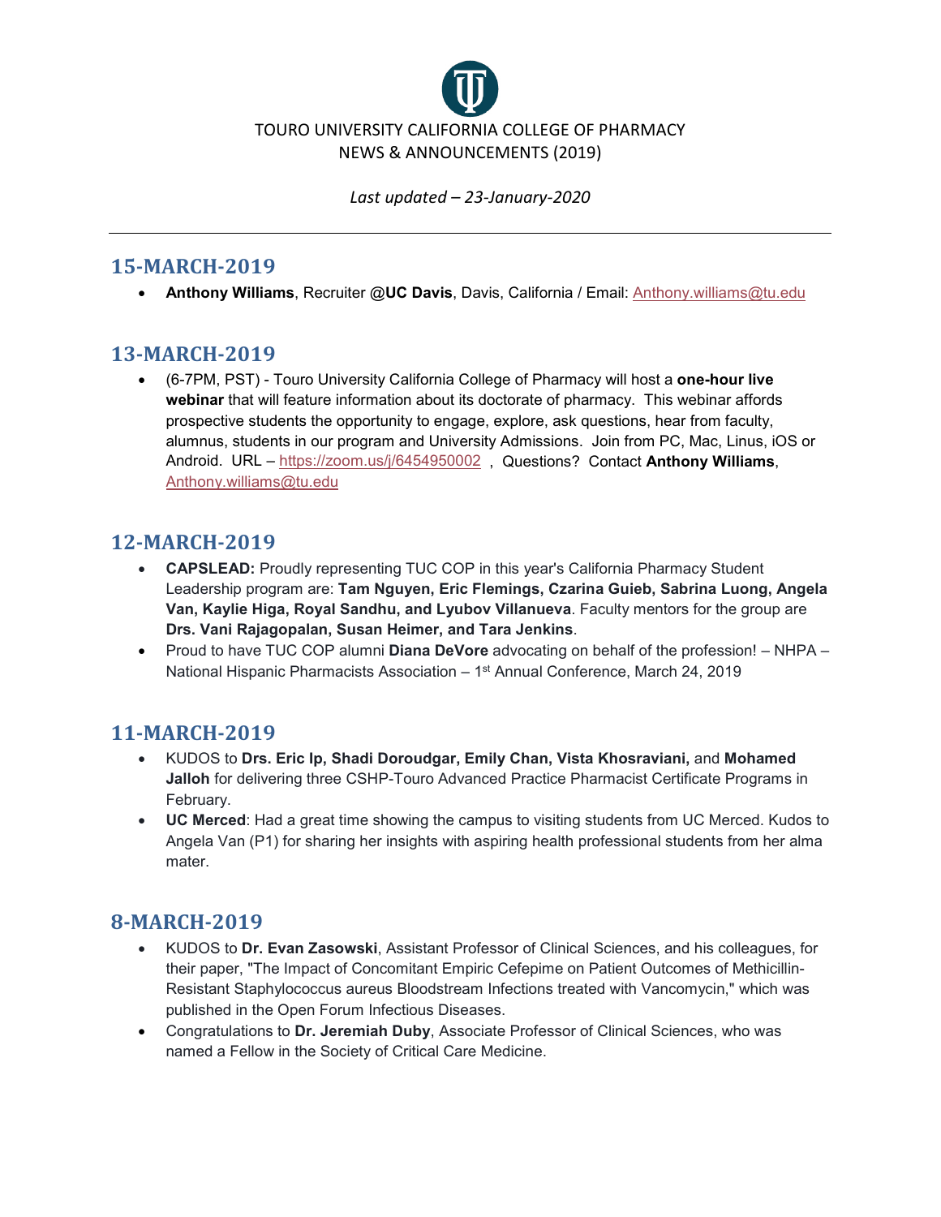TOURO UNIVERSITY CALIFORNIA COLLEGE OF PHARMACY
NEWS & ANNOUNCEMENTS (2019)

*Last updated – 23-January-2020*

---

## 15-MARCH-2019

- **Anthony Williams**, Recruiter **@UC Davis**, Davis, California / Email: Anthony.williams@tu.edu

## 13-MARCH-2019

- (6-7PM, PST) - Touro University California College of Pharmacy will host a **one-hour live webinar** that will feature information about its doctorate of pharmacy. This webinar affords prospective students the opportunity to engage, explore, ask questions, hear from faculty, alumnus, students in our program and University Admissions. Join from PC, Mac, Linus, iOS or Android. URL – https://zoom.us/j/6454950002 , Questions? Contact **Anthony Williams**, Anthony.williams@tu.edu

## 12-MARCH-2019

- **CAPSLEAD:** Proudly representing TUC COP in this year's California Pharmacy Student Leadership program are: **Tam Nguyen, Eric Flemings, Czarina Guieb, Sabrina Luong, Angela Van, Kaylie Higa, Royal Sandhu, and Lyubov Villanueva**. Faculty mentors for the group are **Drs. Vani Rajagopalan, Susan Heimer, and Tara Jenkins**.
- Proud to have TUC COP alumni **Diana DeVore** advocating on behalf of the profession! – NHPA – National Hispanic Pharmacists Association – 1st Annual Conference, March 24, 2019

## 11-MARCH-2019

- KUDOS to **Drs. Eric Ip, Shadi Doroudgar, Emily Chan, Vista Khosraviani,** and **Mohamed Jalloh** for delivering three CSHP-Touro Advanced Practice Pharmacist Certificate Programs in February.
- **UC Merced**: Had a great time showing the campus to visiting students from UC Merced. Kudos to Angela Van (P1) for sharing her insights with aspiring health professional students from her alma mater.

## 8-MARCH-2019

- KUDOS to **Dr. Evan Zasowski**, Assistant Professor of Clinical Sciences, and his colleagues, for their paper, "The Impact of Concomitant Empiric Cefepime on Patient Outcomes of Methicillin-Resistant Staphylococcus aureus Bloodstream Infections treated with Vancomycin," which was published in the Open Forum Infectious Diseases.
- Congratulations to **Dr. Jeremiah Duby**, Associate Professor of Clinical Sciences, who was named a Fellow in the Society of Critical Care Medicine.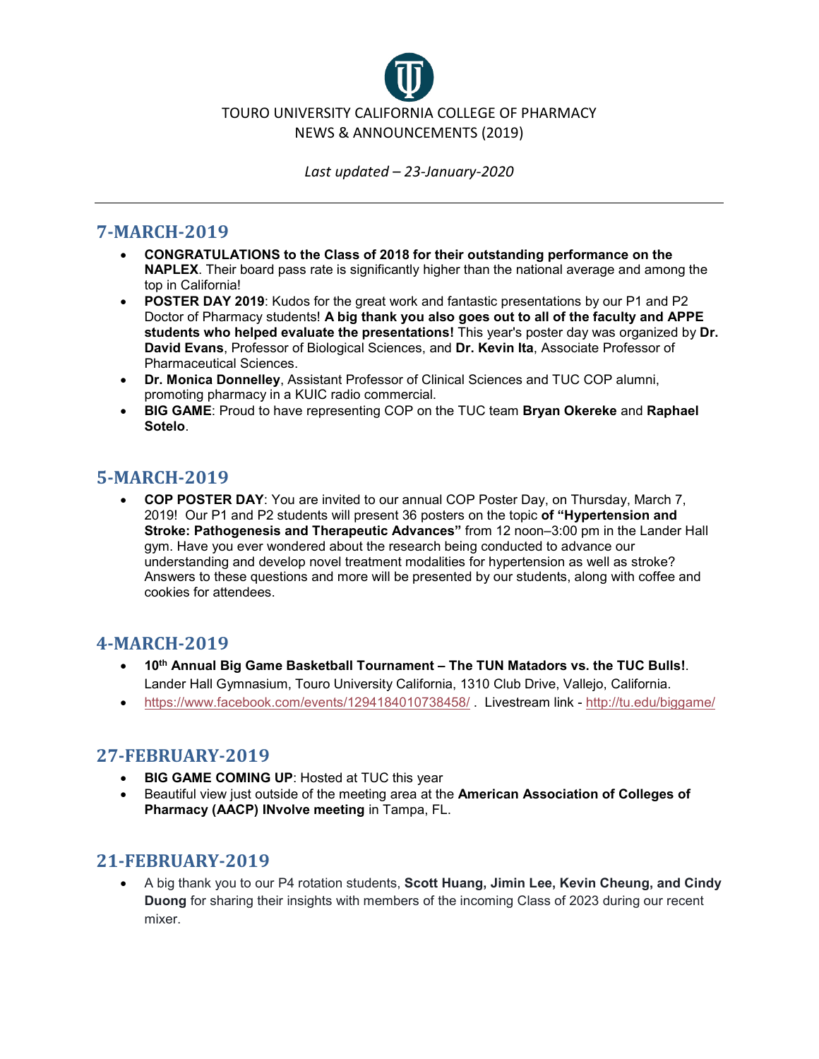TOURO UNIVERSITY CALIFORNIA COLLEGE OF PHARMACY
NEWS & ANNOUNCEMENTS (2019)

*Last updated – 23-January-2020*

---

## 7-MARCH-2019

- **CONGRATULATIONS to the Class of 2018 for their outstanding performance on the NAPLEX**. Their board pass rate is significantly higher than the national average and among the top in California!
- **POSTER DAY 2019**: Kudos for the great work and fantastic presentations by our P1 and P2 Doctor of Pharmacy students! **A big thank you also goes out to all of the faculty and APPE students who helped evaluate the presentations!** This year's poster day was organized by **Dr. David Evans**, Professor of Biological Sciences, and **Dr. Kevin Ita**, Associate Professor of Pharmaceutical Sciences.
- **Dr. Monica Donnelley**, Assistant Professor of Clinical Sciences and TUC COP alumni, promoting pharmacy in a KUIC radio commercial.
- **BIG GAME**: Proud to have representing COP on the TUC team **Bryan Okereke** and **Raphael Sotelo**.

## 5-MARCH-2019

- **COP POSTER DAY**: You are invited to our annual COP Poster Day, on Thursday, March 7, 2019! Our P1 and P2 students will present 36 posters on the topic **of "Hypertension and Stroke: Pathogenesis and Therapeutic Advances"** from 12 noon–3:00 pm in the Lander Hall gym. Have you ever wondered about the research being conducted to advance our understanding and develop novel treatment modalities for hypertension as well as stroke? Answers to these questions and more will be presented by our students, along with coffee and cookies for attendees.

## 4-MARCH-2019

- **10th Annual Big Game Basketball Tournament – The TUN Matadors vs. the TUC Bulls!**. Lander Hall Gymnasium, Touro University California, 1310 Club Drive, Vallejo, California.
- https://www.facebook.com/events/1294184010738458/ . Livestream link - http://tu.edu/biggame/

## 27-FEBRUARY-2019

- **BIG GAME COMING UP**: Hosted at TUC this year
- Beautiful view just outside of the meeting area at the **American Association of Colleges of Pharmacy (AACP) INvolve meeting** in Tampa, FL.

## 21-FEBRUARY-2019

- A big thank you to our P4 rotation students, **Scott Huang, Jimin Lee, Kevin Cheung, and Cindy Duong** for sharing their insights with members of the incoming Class of 2023 during our recent mixer.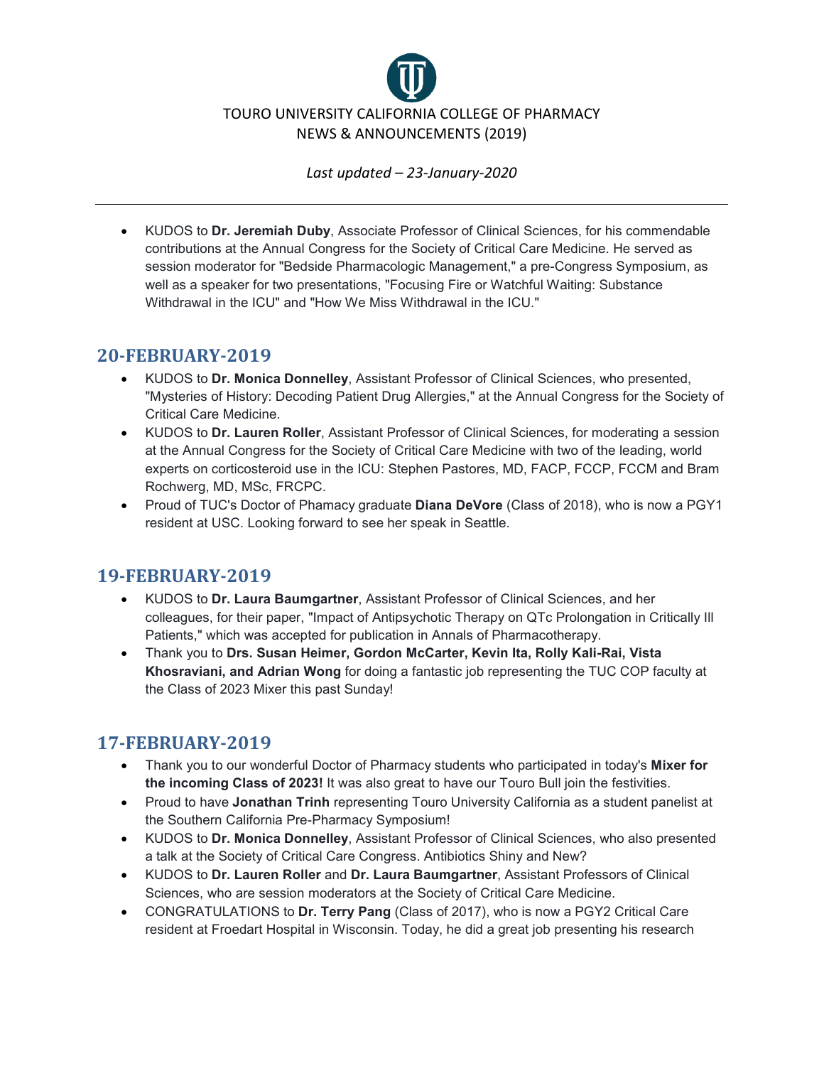TOURO UNIVERSITY CALIFORNIA COLLEGE OF PHARMACY
NEWS & ANNOUNCEMENTS (2019)

*Last updated – 23-January-2020*

---

- KUDOS to **Dr. Jeremiah Duby**, Associate Professor of Clinical Sciences, for his commendable contributions at the Annual Congress for the Society of Critical Care Medicine. He served as session moderator for "Bedside Pharmacologic Management," a pre-Congress Symposium, as well as a speaker for two presentations, "Focusing Fire or Watchful Waiting: Substance Withdrawal in the ICU" and "How We Miss Withdrawal in the ICU."

## 20-FEBRUARY-2019

- KUDOS to **Dr. Monica Donnelley**, Assistant Professor of Clinical Sciences, who presented, "Mysteries of History: Decoding Patient Drug Allergies," at the Annual Congress for the Society of Critical Care Medicine.
- KUDOS to **Dr. Lauren Roller**, Assistant Professor of Clinical Sciences, for moderating a session at the Annual Congress for the Society of Critical Care Medicine with two of the leading, world experts on corticosteroid use in the ICU: Stephen Pastores, MD, FACP, FCCP, FCCM and Bram Rochwerg, MD, MSc, FRCPC.
- Proud of TUC's Doctor of Phamacy graduate **Diana DeVore** (Class of 2018), who is now a PGY1 resident at USC. Looking forward to see her speak in Seattle.

## 19-FEBRUARY-2019

- KUDOS to **Dr. Laura Baumgartner**, Assistant Professor of Clinical Sciences, and her colleagues, for their paper, "Impact of Antipsychotic Therapy on QTc Prolongation in Critically Ill Patients," which was accepted for publication in Annals of Pharmacotherapy.
- Thank you to **Drs. Susan Heimer, Gordon McCarter, Kevin Ita, Rolly Kali-Rai, Vista Khosraviani, and Adrian Wong** for doing a fantastic job representing the TUC COP faculty at the Class of 2023 Mixer this past Sunday!

## 17-FEBRUARY-2019

- Thank you to our wonderful Doctor of Pharmacy students who participated in today's **Mixer for the incoming Class of 2023!** It was also great to have our Touro Bull join the festivities.
- Proud to have **Jonathan Trinh** representing Touro University California as a student panelist at the Southern California Pre-Pharmacy Symposium!
- KUDOS to **Dr. Monica Donnelley**, Assistant Professor of Clinical Sciences, who also presented a talk at the Society of Critical Care Congress. Antibiotics Shiny and New?
- KUDOS to **Dr. Lauren Roller** and **Dr. Laura Baumgartner**, Assistant Professors of Clinical Sciences, who are session moderators at the Society of Critical Care Medicine.
- CONGRATULATIONS to **Dr. Terry Pang** (Class of 2017), who is now a PGY2 Critical Care resident at Froedart Hospital in Wisconsin. Today, he did a great job presenting his research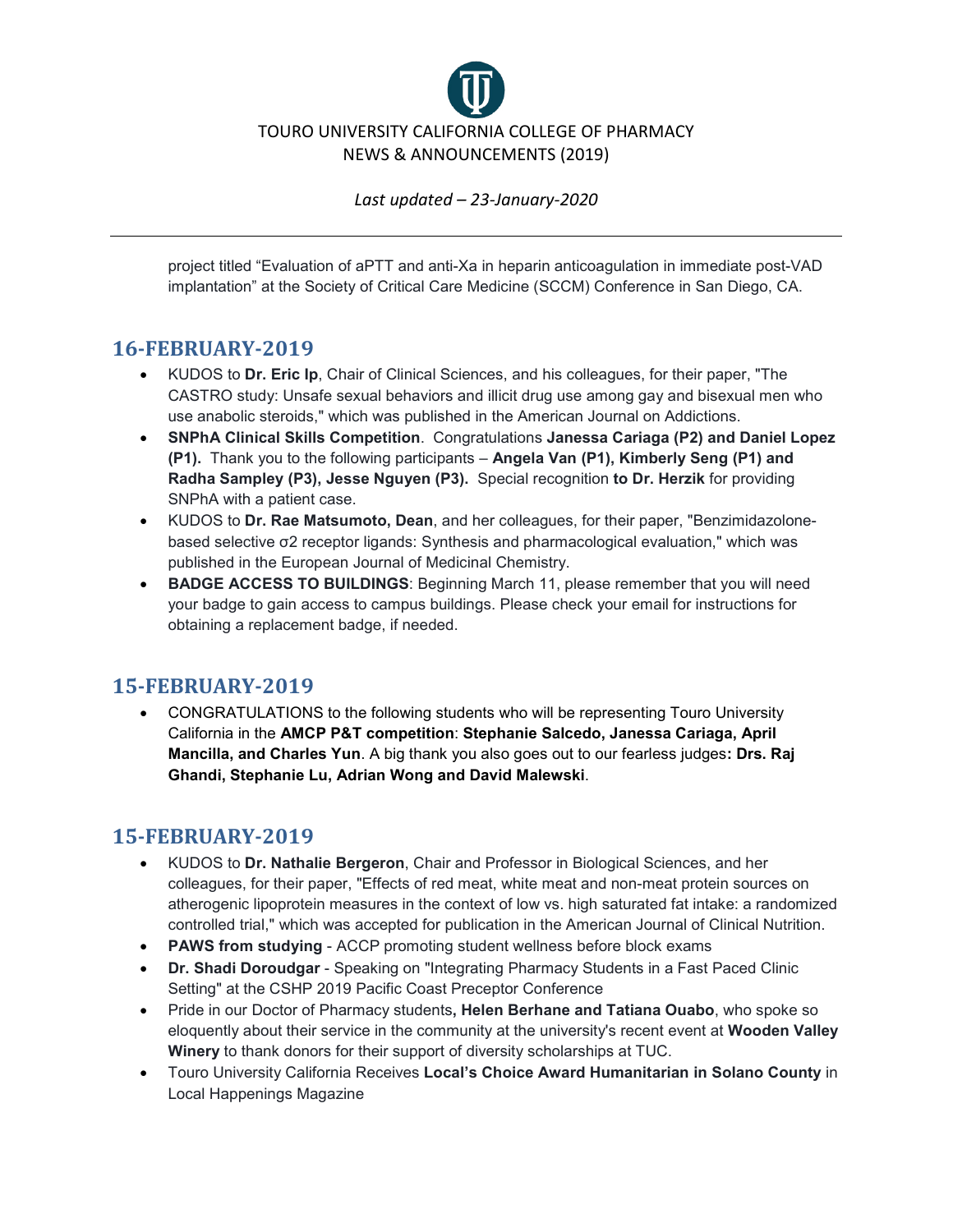project titled "Evaluation of aPTT and anti-Xa in heparin anticoagulation in immediate post-VAD implantation" at the Society of Critical Care Medicine (SCCM) Conference in San Diego, CA.

## 16-FEBRUARY-2019

- KUDOS to **Dr. Eric Ip**, Chair of Clinical Sciences, and his colleagues, for their paper, "The CASTRO study: Unsafe sexual behaviors and illicit drug use among gay and bisexual men who use anabolic steroids," which was published in the American Journal on Addictions.
- **SNPhA Clinical Skills Competition**. Congratulations **Janessa Cariaga (P2) and Daniel Lopez (P1).** Thank you to the following participants – **Angela Van (P1), Kimberly Seng (P1) and Radha Sampley (P3), Jesse Nguyen (P3).** Special recognition **to Dr. Herzik** for providing SNPhA with a patient case.
- KUDOS to **Dr. Rae Matsumoto, Dean**, and her colleagues, for their paper, "Benzimidazolone-based selective σ2 receptor ligands: Synthesis and pharmacological evaluation," which was published in the European Journal of Medicinal Chemistry.
- **BADGE ACCESS TO BUILDINGS**: Beginning March 11, please remember that you will need your badge to gain access to campus buildings. Please check your email for instructions for obtaining a replacement badge, if needed.

## 15-FEBRUARY-2019

- CONGRATULATIONS to the following students who will be representing Touro University California in the **AMCP P&T competition**: **Stephanie Salcedo, Janessa Cariaga, April Mancilla, and Charles Yun**. A big thank you also goes out to our fearless judges**: Drs. Raj Ghandi, Stephanie Lu, Adrian Wong and David Malewski**.

## 15-FEBRUARY-2019

- KUDOS to **Dr. Nathalie Bergeron**, Chair and Professor in Biological Sciences, and her colleagues, for their paper, "Effects of red meat, white meat and non-meat protein sources on atherogenic lipoprotein measures in the context of low vs. high saturated fat intake: a randomized controlled trial," which was accepted for publication in the American Journal of Clinical Nutrition.
- **PAWS from studying** - ACCP promoting student wellness before block exams
- **Dr. Shadi Doroudgar** - Speaking on "Integrating Pharmacy Students in a Fast Paced Clinic Setting" at the CSHP 2019 Pacific Coast Preceptor Conference
- Pride in our Doctor of Pharmacy students**, Helen Berhane and Tatiana Ouabo**, who spoke so eloquently about their service in the community at the university's recent event at **Wooden Valley Winery** to thank donors for their support of diversity scholarships at TUC.
- Touro University California Receives **Local's Choice Award Humanitarian in Solano County** in Local Happenings Magazine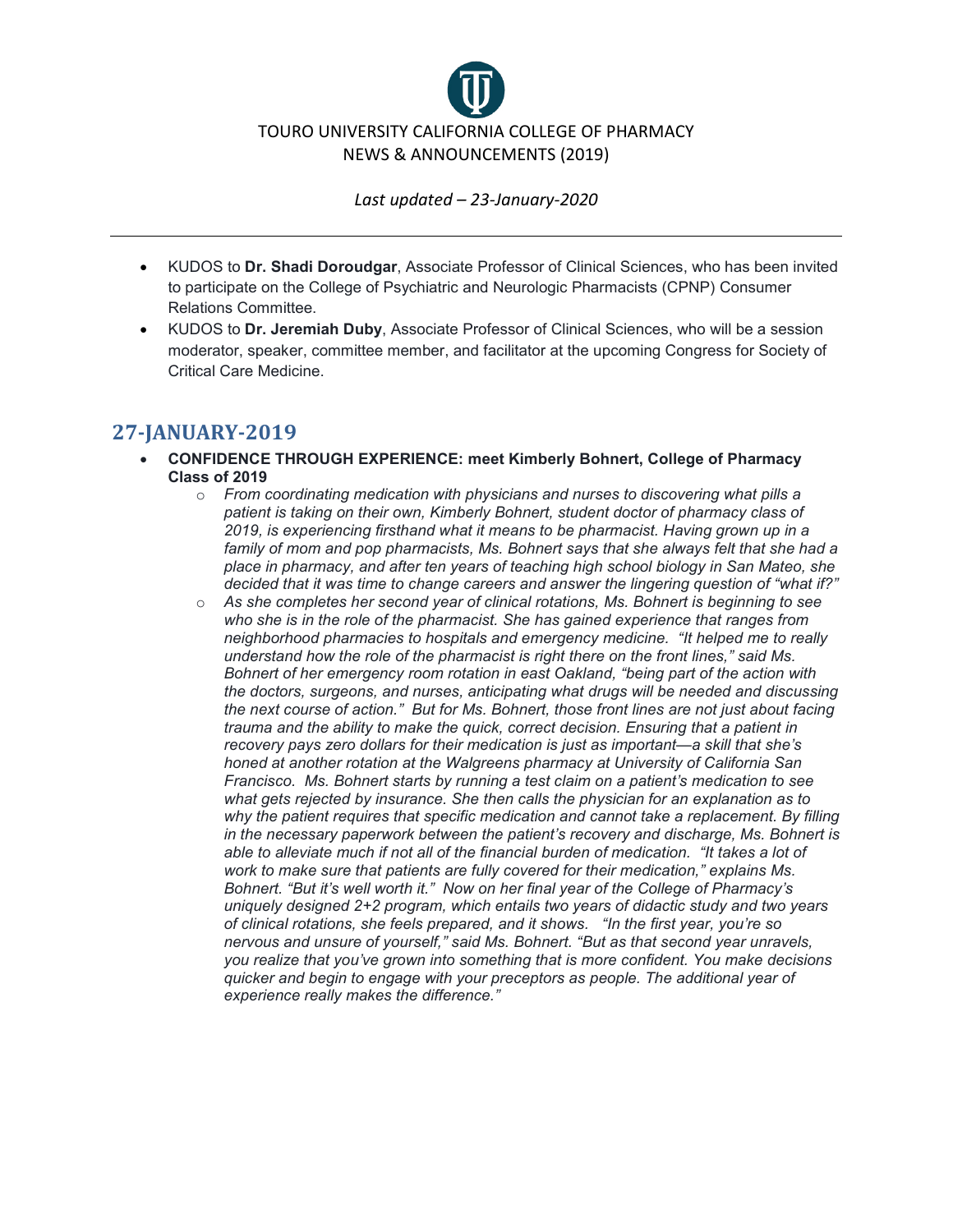TOURO UNIVERSITY CALIFORNIA COLLEGE OF PHARMACY
NEWS & ANNOUNCEMENTS (2019)

*Last updated – 23-January-2020*

---

- KUDOS to **Dr. Shadi Doroudgar**, Associate Professor of Clinical Sciences, who has been invited to participate on the College of Psychiatric and Neurologic Pharmacists (CPNP) Consumer Relations Committee.
- KUDOS to **Dr. Jeremiah Duby**, Associate Professor of Clinical Sciences, who will be a session moderator, speaker, committee member, and facilitator at the upcoming Congress for Society of Critical Care Medicine.

## 27-JANUARY-2019

- **CONFIDENCE THROUGH EXPERIENCE: meet Kimberly Bohnert, College of Pharmacy Class of 2019**
  - *From coordinating medication with physicians and nurses to discovering what pills a patient is taking on their own, Kimberly Bohnert, student doctor of pharmacy class of 2019, is experiencing firsthand what it means to be pharmacist. Having grown up in a family of mom and pop pharmacists, Ms. Bohnert says that she always felt that she had a place in pharmacy, and after ten years of teaching high school biology in San Mateo, she decided that it was time to change careers and answer the lingering question of "what if?"*
  - *As she completes her second year of clinical rotations, Ms. Bohnert is beginning to see who she is in the role of the pharmacist. She has gained experience that ranges from neighborhood pharmacies to hospitals and emergency medicine. "It helped me to really understand how the role of the pharmacist is right there on the front lines," said Ms. Bohnert of her emergency room rotation in east Oakland, "being part of the action with the doctors, surgeons, and nurses, anticipating what drugs will be needed and discussing the next course of action." But for Ms. Bohnert, those front lines are not just about facing trauma and the ability to make the quick, correct decision. Ensuring that a patient in recovery pays zero dollars for their medication is just as important—a skill that she's honed at another rotation at the Walgreens pharmacy at University of California San Francisco. Ms. Bohnert starts by running a test claim on a patient's medication to see what gets rejected by insurance. She then calls the physician for an explanation as to why the patient requires that specific medication and cannot take a replacement. By filling in the necessary paperwork between the patient's recovery and discharge, Ms. Bohnert is able to alleviate much if not all of the financial burden of medication. "It takes a lot of work to make sure that patients are fully covered for their medication," explains Ms. Bohnert. "But it's well worth it." Now on her final year of the College of Pharmacy's uniquely designed 2+2 program, which entails two years of didactic study and two years of clinical rotations, she feels prepared, and it shows. "In the first year, you're so nervous and unsure of yourself," said Ms. Bohnert. "But as that second year unravels, you realize that you've grown into something that is more confident. You make decisions quicker and begin to engage with your preceptors as people. The additional year of experience really makes the difference."*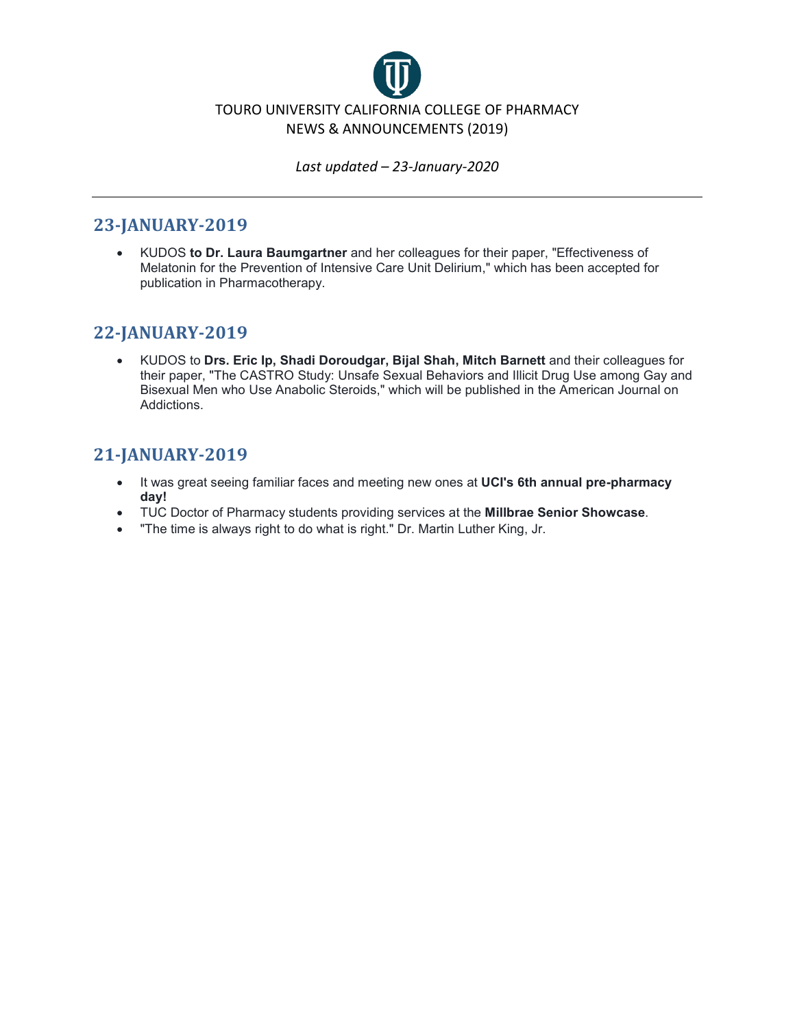TOURO UNIVERSITY CALIFORNIA COLLEGE OF PHARMACY
NEWS & ANNOUNCEMENTS (2019)

*Last updated – 23-January-2020*

---

## 23-JANUARY-2019

- KUDOS **to Dr. Laura Baumgartner** and her colleagues for their paper, "Effectiveness of Melatonin for the Prevention of Intensive Care Unit Delirium," which has been accepted for publication in Pharmacotherapy.

## 22-JANUARY-2019

- KUDOS to **Drs. Eric Ip, Shadi Doroudgar, Bijal Shah, Mitch Barnett** and their colleagues for their paper, "The CASTRO Study: Unsafe Sexual Behaviors and Illicit Drug Use among Gay and Bisexual Men who Use Anabolic Steroids," which will be published in the American Journal on Addictions.

## 21-JANUARY-2019

- It was great seeing familiar faces and meeting new ones at **UCI's 6th annual pre-pharmacy day!**
- TUC Doctor of Pharmacy students providing services at the **Millbrae Senior Showcase**.
- "The time is always right to do what is right." Dr. Martin Luther King, Jr.